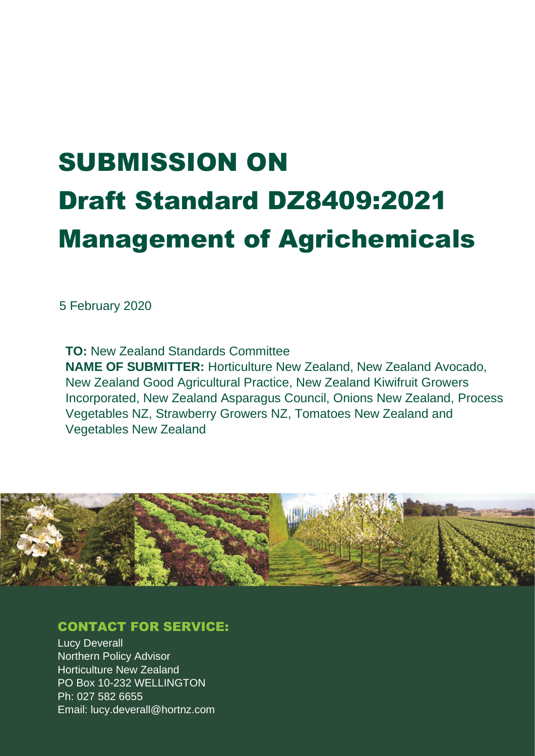# SUBMISSION ON Draft Standard DZ8409:2021 Management of Agrichemicals

5 February 2020

**TO:** New Zealand Standards Committee
**NAME OF SUBMITTER:** Horticulture New Zealand, New Zealand Avocado, New Zealand Good Agricultural Practice, New Zealand Kiwifruit Growers Incorporated, New Zealand Asparagus Council, Onions New Zealand, Process Vegetables NZ, Strawberry Growers NZ, Tomatoes New Zealand and Vegetables New Zealand

## CONTACT FOR SERVICE:

Lucy Deverall
Northern Policy Advisor
Horticulture New Zealand
PO Box 10-232 WELLINGTON
Ph: 027 582 6655
Email: lucy.deverall@hortnz.com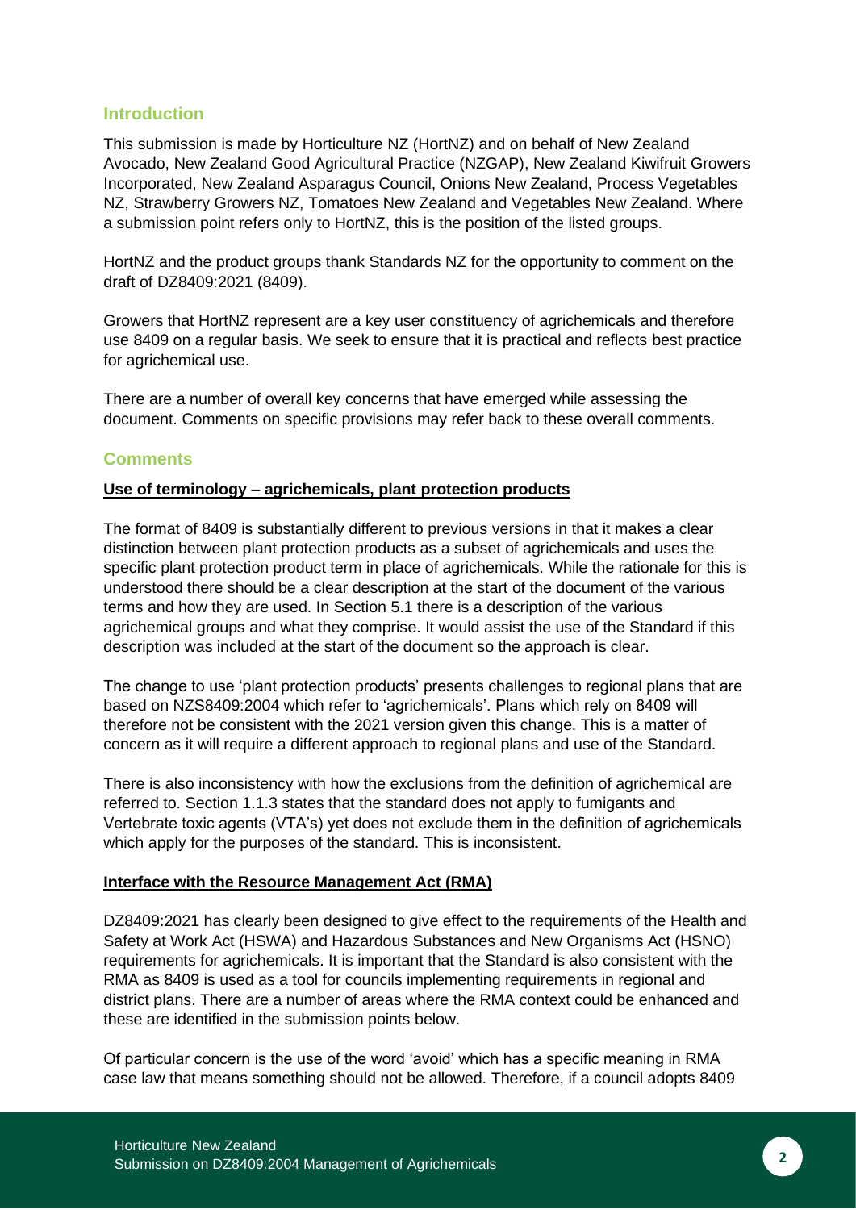## Introduction

This submission is made by Horticulture NZ (HortNZ) and on behalf of New Zealand Avocado, New Zealand Good Agricultural Practice (NZGAP), New Zealand Kiwifruit Growers Incorporated, New Zealand Asparagus Council, Onions New Zealand, Process Vegetables NZ, Strawberry Growers NZ, Tomatoes New Zealand and Vegetables New Zealand. Where a submission point refers only to HortNZ, this is the position of the listed groups.

HortNZ and the product groups thank Standards NZ for the opportunity to comment on the draft of DZ8409:2021 (8409).

Growers that HortNZ represent are a key user constituency of agrichemicals and therefore use 8409 on a regular basis. We seek to ensure that it is practical and reflects best practice for agrichemical use.

There are a number of overall key concerns that have emerged while assessing the document. Comments on specific provisions may refer back to these overall comments.

## Comments

**Use of terminology – agrichemicals, plant protection products**

The format of 8409 is substantially different to previous versions in that it makes a clear distinction between plant protection products as a subset of agrichemicals and uses the specific plant protection product term in place of agrichemicals. While the rationale for this is understood there should be a clear description at the start of the document of the various terms and how they are used. In Section 5.1 there is a description of the various agrichemical groups and what they comprise. It would assist the use of the Standard if this description was included at the start of the document so the approach is clear.

The change to use 'plant protection products' presents challenges to regional plans that are based on NZS8409:2004 which refer to 'agrichemicals'. Plans which rely on 8409 will therefore not be consistent with the 2021 version given this change. This is a matter of concern as it will require a different approach to regional plans and use of the Standard.

There is also inconsistency with how the exclusions from the definition of agrichemical are referred to. Section 1.1.3 states that the standard does not apply to fumigants and Vertebrate toxic agents (VTA's) yet does not exclude them in the definition of agrichemicals which apply for the purposes of the standard. This is inconsistent.

**Interface with the Resource Management Act (RMA)**

DZ8409:2021 has clearly been designed to give effect to the requirements of the Health and Safety at Work Act (HSWA) and Hazardous Substances and New Organisms Act (HSNO) requirements for agrichemicals. It is important that the Standard is also consistent with the RMA as 8409 is used as a tool for councils implementing requirements in regional and district plans. There are a number of areas where the RMA context could be enhanced and these are identified in the submission points below.

Of particular concern is the use of the word 'avoid' which has a specific meaning in RMA case law that means something should not be allowed. Therefore, if a council adopts 8409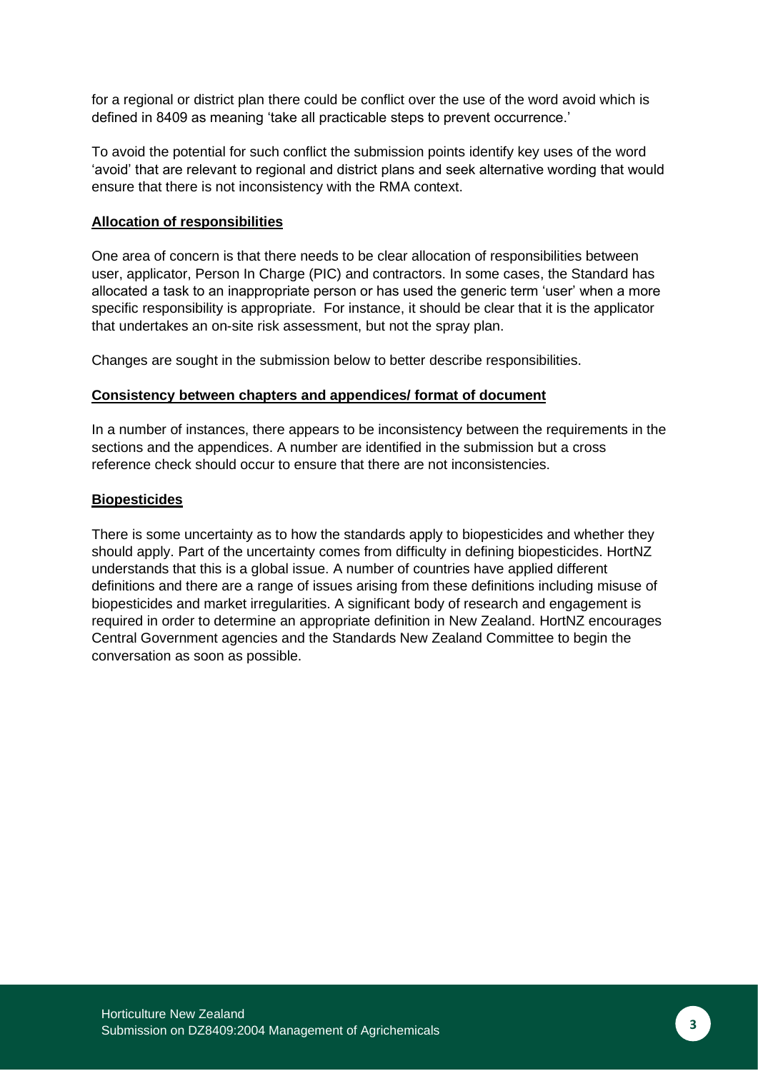for a regional or district plan there could be conflict over the use of the word avoid which is defined in 8409 as meaning 'take all practicable steps to prevent occurrence.'

To avoid the potential for such conflict the submission points identify key uses of the word 'avoid' that are relevant to regional and district plans and seek alternative wording that would ensure that there is not inconsistency with the RMA context.

**Allocation of responsibilities**

One area of concern is that there needs to be clear allocation of responsibilities between user, applicator, Person In Charge (PIC) and contractors. In some cases, the Standard has allocated a task to an inappropriate person or has used the generic term 'user' when a more specific responsibility is appropriate. For instance, it should be clear that it is the applicator that undertakes an on-site risk assessment, but not the spray plan.

Changes are sought in the submission below to better describe responsibilities.

**Consistency between chapters and appendices/ format of document**

In a number of instances, there appears to be inconsistency between the requirements in the sections and the appendices. A number are identified in the submission but a cross reference check should occur to ensure that there are not inconsistencies.

**Biopesticides**

There is some uncertainty as to how the standards apply to biopesticides and whether they should apply. Part of the uncertainty comes from difficulty in defining biopesticides. HortNZ understands that this is a global issue. A number of countries have applied different definitions and there are a range of issues arising from these definitions including misuse of biopesticides and market irregularities. A significant body of research and engagement is required in order to determine an appropriate definition in New Zealand. HortNZ encourages Central Government agencies and the Standards New Zealand Committee to begin the conversation as soon as possible.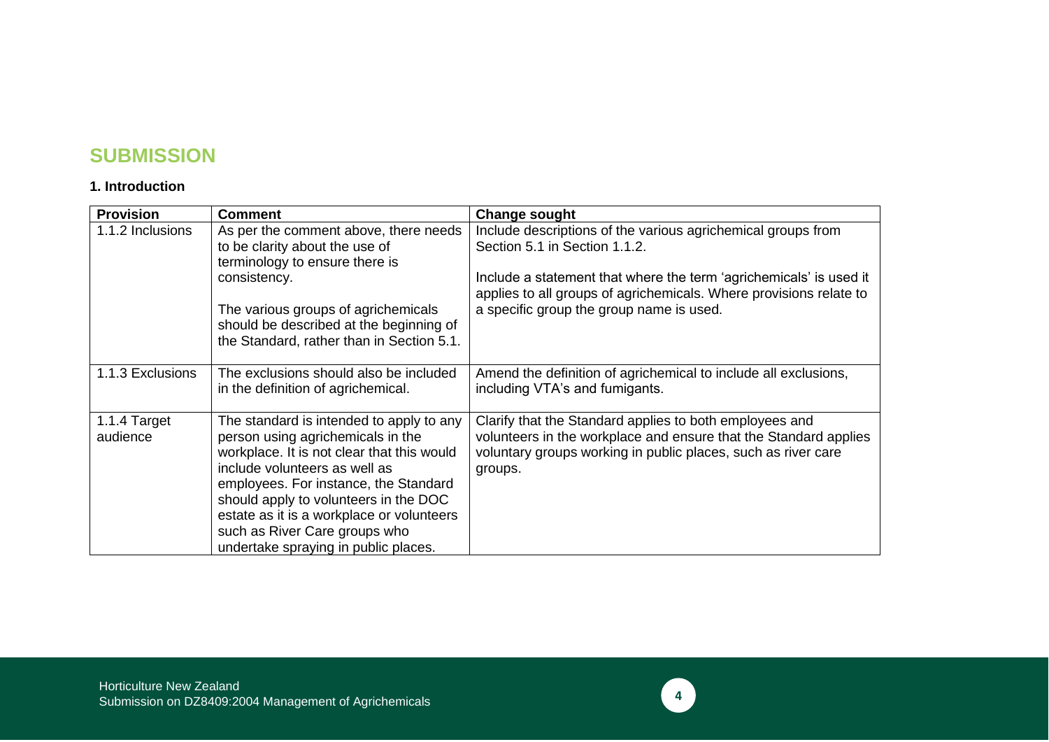# SUBMISSION

### 1. Introduction

| Provision | Comment | Change sought |
| --- | --- | --- |
| 1.1.2 Inclusions | As per the comment above, there needs to be clarity about the use of terminology to ensure there is consistency.<br><br>The various groups of agrichemicals should be described at the beginning of the Standard, rather than in Section 5.1. | Include descriptions of the various agrichemical groups from Section 5.1 in Section 1.1.2.<br><br>Include a statement that where the term 'agrichemicals' is used it applies to all groups of agrichemicals. Where provisions relate to a specific group the group name is used. |
| 1.1.3 Exclusions | The exclusions should also be included in the definition of agrichemical. | Amend the definition of agrichemical to include all exclusions, including VTA's and fumigants. |
| 1.1.4 Target audience | The standard is intended to apply to any person using agrichemicals in the workplace. It is not clear that this would include volunteers as well as employees. For instance, the Standard should apply to volunteers in the DOC estate as it is a workplace or volunteers such as River Care groups who undertake spraying in public places. | Clarify that the Standard applies to both employees and volunteers in the workplace and ensure that the Standard applies voluntary groups working in public places, such as river care groups. |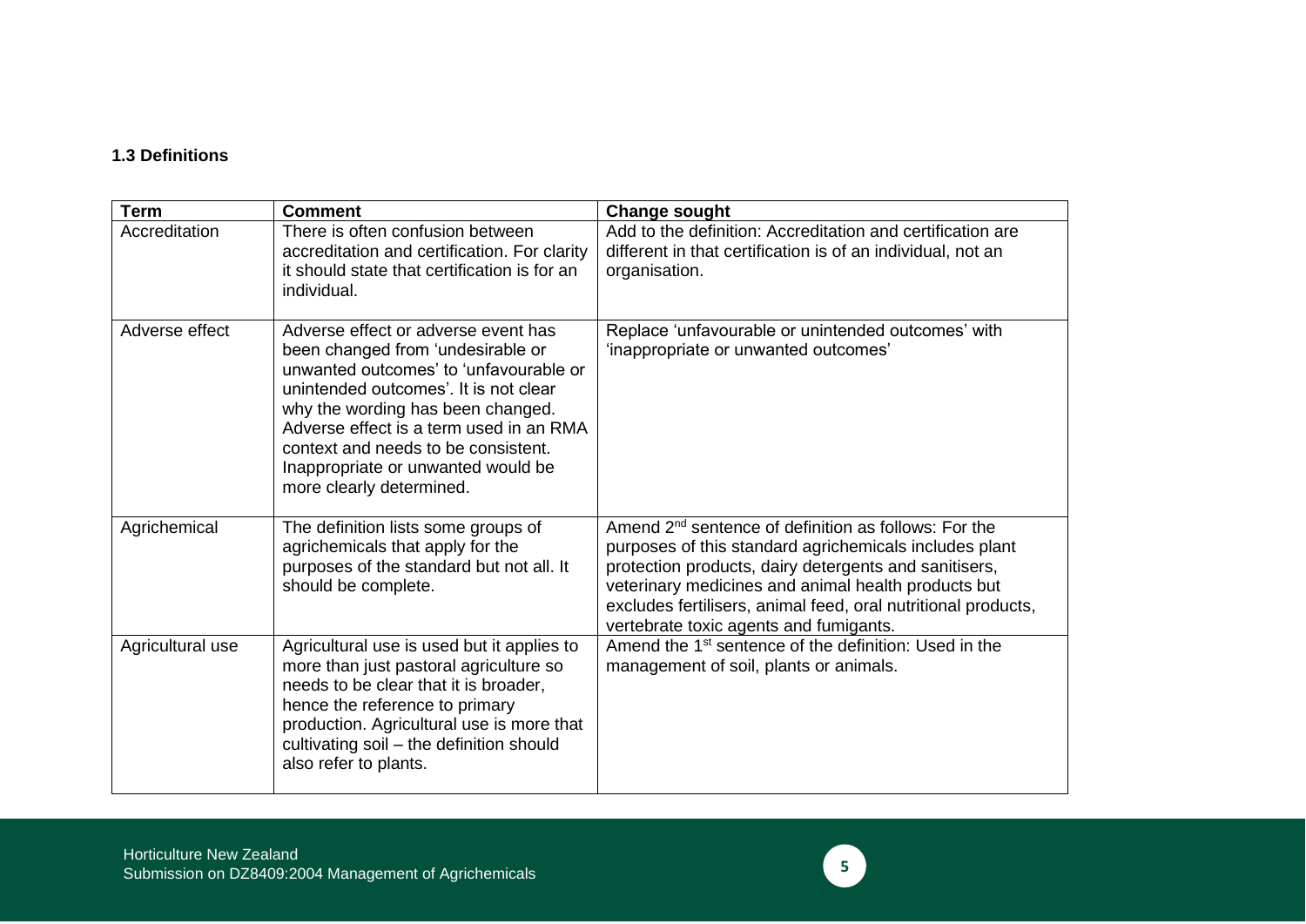**1.3 Definitions**

| Term | Comment | Change sought |
|---|---|---|
| Accreditation | There is often confusion between accreditation and certification. For clarity it should state that certification is for an individual. | Add to the definition: Accreditation and certification are different in that certification is of an individual, not an organisation. |
| Adverse effect | Adverse effect or adverse event has been changed from 'undesirable or unwanted outcomes' to 'unfavourable or unintended outcomes'. It is not clear why the wording has been changed. Adverse effect is a term used in an RMA context and needs to be consistent. Inappropriate or unwanted would be more clearly determined. | Replace 'unfavourable or unintended outcomes' with 'inappropriate or unwanted outcomes' |
| Agrichemical | The definition lists some groups of agrichemicals that apply for the purposes of the standard but not all. It should be complete. | Amend 2nd sentence of definition as follows: For the purposes of this standard agrichemicals includes plant protection products, dairy detergents and sanitisers, veterinary medicines and animal health products but excludes fertilisers, animal feed, oral nutritional products, vertebrate toxic agents and fumigants. |
| Agricultural use | Agricultural use is used but it applies to more than just pastoral agriculture so needs to be clear that it is broader, hence the reference to primary production. Agricultural use is more that cultivating soil – the definition should also refer to plants. | Amend the 1st sentence of the definition: Used in the management of soil, plants or animals. |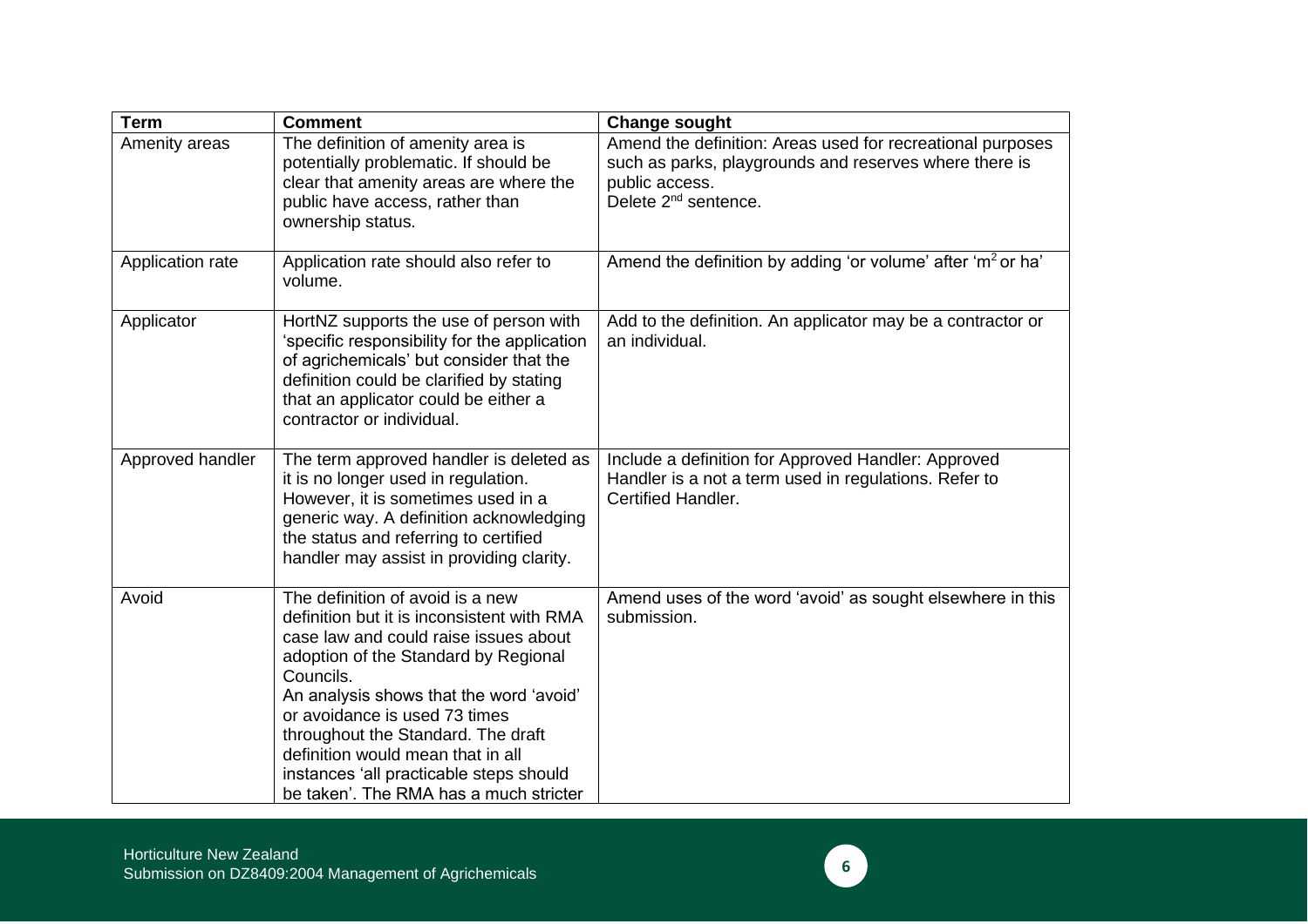| Term | Comment | Change sought |
|---|---|---|
| Amenity areas | The definition of amenity area is potentially problematic. If should be clear that amenity areas are where the public have access, rather than ownership status. | Amend the definition: Areas used for recreational purposes such as parks, playgrounds and reserves where there is public access. Delete 2nd sentence. |
| Application rate | Application rate should also refer to volume. | Amend the definition by adding 'or volume' after '$m^2$ or ha' |
| Applicator | HortNZ supports the use of person with 'specific responsibility for the application of agrichemicals' but consider that the definition could be clarified by stating that an applicator could be either a contractor or individual. | Add to the definition. An applicator may be a contractor or an individual. |
| Approved handler | The term approved handler is deleted as it is no longer used in regulation. However, it is sometimes used in a generic way. A definition acknowledging the status and referring to certified handler may assist in providing clarity. | Include a definition for Approved Handler: Approved Handler is a not a term used in regulations. Refer to Certified Handler. |
| Avoid | The definition of avoid is a new definition but it is inconsistent with RMA case law and could raise issues about adoption of the Standard by Regional Councils. An analysis shows that the word 'avoid' or avoidance is used 73 times throughout the Standard. The draft definition would mean that in all instances 'all practicable steps should be taken'. The RMA has a much stricter | Amend uses of the word 'avoid' as sought elsewhere in this submission. |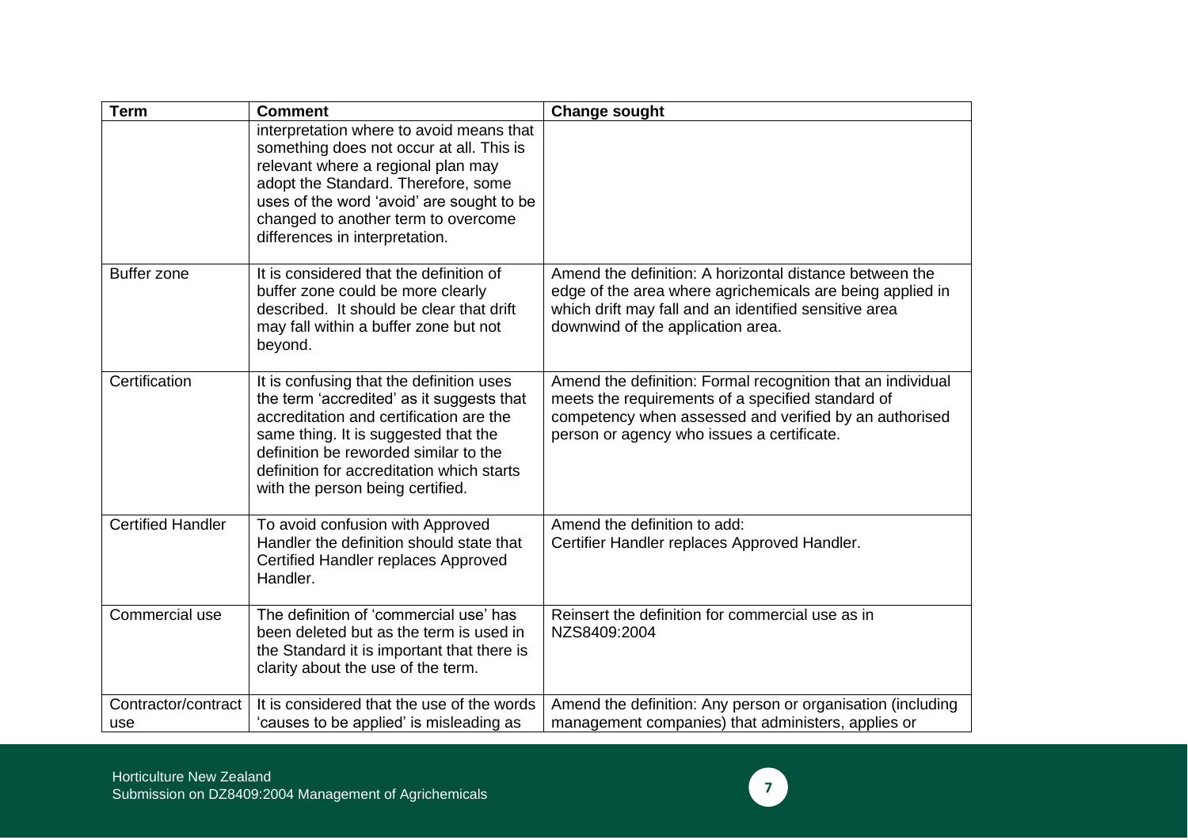| Term | Comment | Change sought |
|---|---|---|
| | interpretation where to avoid means that something does not occur at all. This is relevant where a regional plan may adopt the Standard. Therefore, some uses of the word 'avoid' are sought to be changed to another term to overcome differences in interpretation. | |
| Buffer zone | It is considered that the definition of buffer zone could be more clearly described. It should be clear that drift may fall within a buffer zone but not beyond. | Amend the definition: A horizontal distance between the edge of the area where agrichemicals are being applied in which drift may fall and an identified sensitive area downwind of the application area. |
| Certification | It is confusing that the definition uses the term 'accredited' as it suggests that accreditation and certification are the same thing. It is suggested that the definition be reworded similar to the definition for accreditation which starts with the person being certified. | Amend the definition: Formal recognition that an individual meets the requirements of a specified standard of competency when assessed and verified by an authorised person or agency who issues a certificate. |
| Certified Handler | To avoid confusion with Approved Handler the definition should state that Certified Handler replaces Approved Handler. | Amend the definition to add:<br>Certifier Handler replaces Approved Handler. |
| Commercial use | The definition of 'commercial use' has been deleted but as the term is used in the Standard it is important that there is clarity about the use of the term. | Reinsert the definition for commercial use as in NZS8409:2004 |
| Contractor/contract use | It is considered that the use of the words 'causes to be applied' is misleading as | Amend the definition: Any person or organisation (including management companies) that administers, applies or |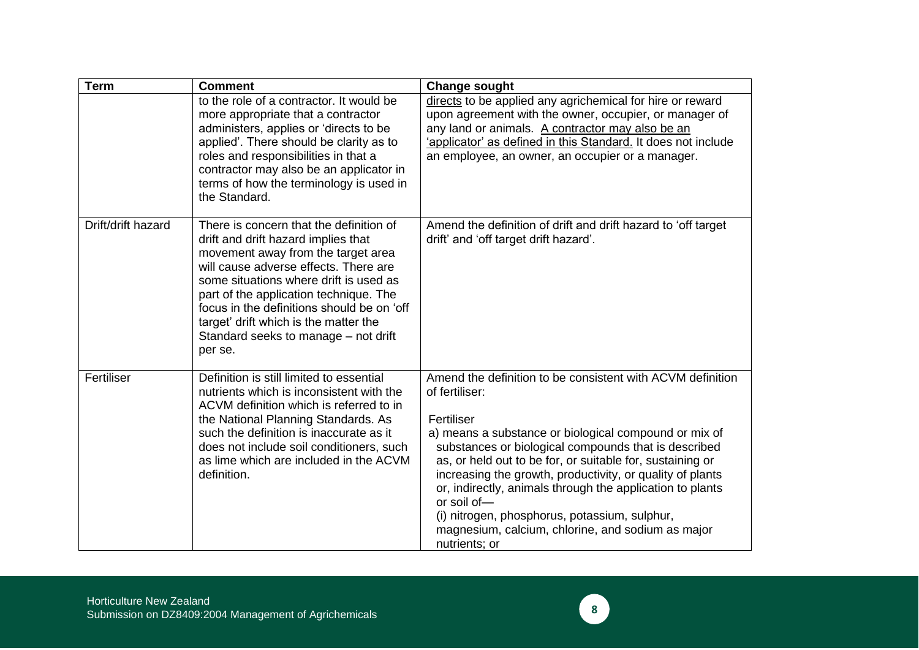| Term | Comment | Change sought |
|---|---|---|
| | to the role of a contractor. It would be more appropriate that a contractor administers, applies or 'directs to be applied'. There should be clarity as to roles and responsibilities in that a contractor may also be an applicator in terms of how the terminology is used in the Standard. | directs to be applied any agrichemical for hire or reward upon agreement with the owner, occupier, or manager of any land or animals. A contractor may also be an 'applicator' as defined in this Standard. It does not include an employee, an owner, an occupier or a manager. |
| Drift/drift hazard | There is concern that the definition of drift and drift hazard implies that movement away from the target area will cause adverse effects. There are some situations where drift is used as part of the application technique. The focus in the definitions should be on 'off target' drift which is the matter the Standard seeks to manage – not drift per se. | Amend the definition of drift and drift hazard to 'off target drift' and 'off target drift hazard'. |
| Fertiliser | Definition is still limited to essential nutrients which is inconsistent with the ACVM definition which is referred to in the National Planning Standards. As such the definition is inaccurate as it does not include soil conditioners, such as lime which are included in the ACVM definition. | Amend the definition to be consistent with ACVM definition of fertiliser:<br><br>Fertiliser<br>a) means a substance or biological compound or mix of substances or biological compounds that is described as, or held out to be for, or suitable for, sustaining or increasing the growth, productivity, or quality of plants or, indirectly, animals through the application to plants or soil of—<br>(i) nitrogen, phosphorus, potassium, sulphur, magnesium, calcium, chlorine, and sodium as major nutrients; or |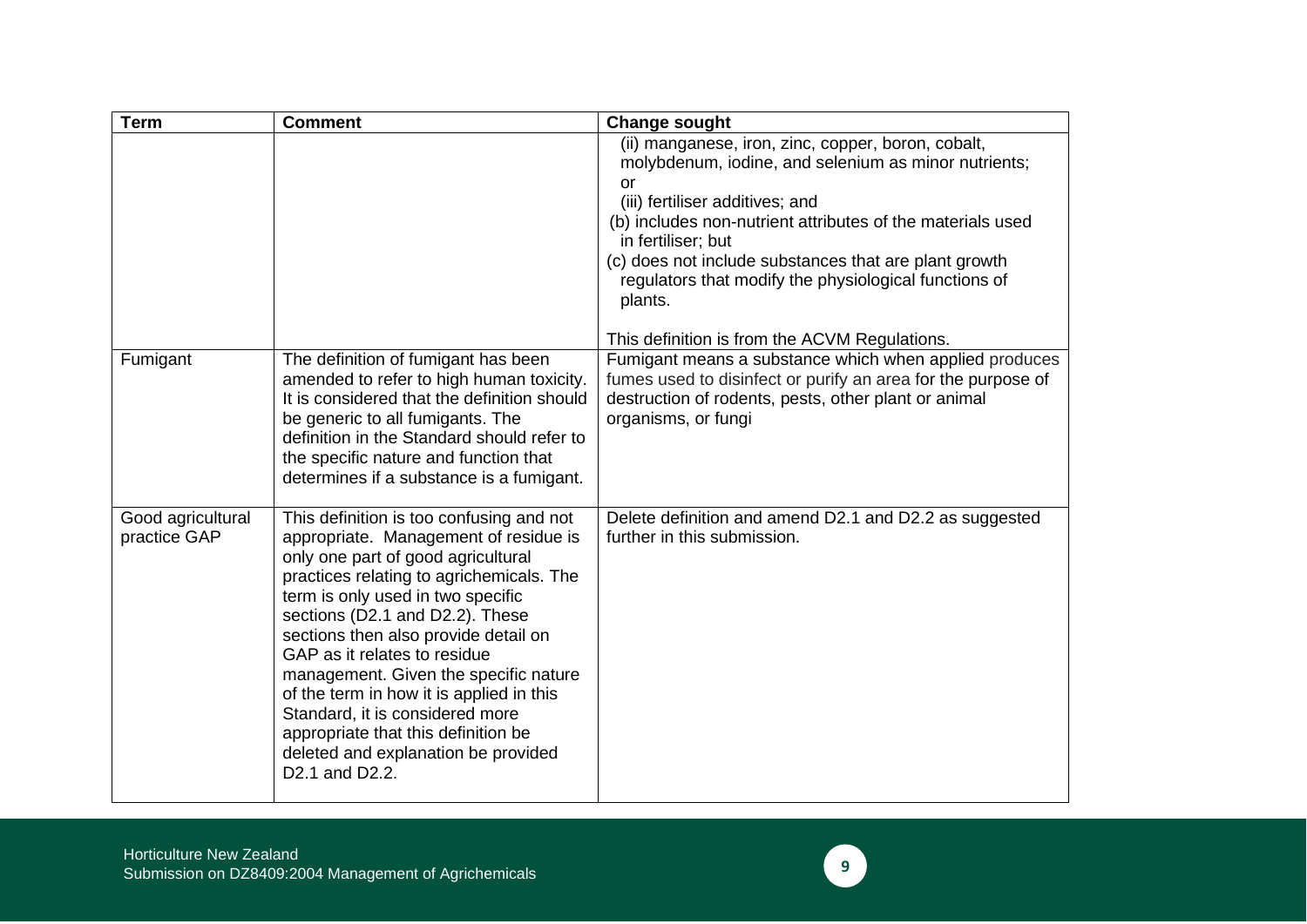| Term | Comment | Change sought |
| --- | --- | --- |
| | | (ii) manganese, iron, zinc, copper, boron, cobalt, molybdenum, iodine, and selenium as minor nutrients; or<br>(iii) fertiliser additives; and<br>(b) includes non-nutrient attributes of the materials used in fertiliser; but<br>(c) does not include substances that are plant growth regulators that modify the physiological functions of plants.<br><br>This definition is from the ACVM Regulations. |
| Fumigant | The definition of fumigant has been amended to refer to high human toxicity. It is considered that the definition should be generic to all fumigants. The definition in the Standard should refer to the specific nature and function that determines if a substance is a fumigant. | Fumigant means a substance which when applied produces fumes used to disinfect or purify an area for the purpose of destruction of rodents, pests, other plant or animal organisms, or fungi |
| Good agricultural practice GAP | This definition is too confusing and not appropriate. Management of residue is only one part of good agricultural practices relating to agrichemicals. The term is only used in two specific sections (D2.1 and D2.2). These sections then also provide detail on GAP as it relates to residue management. Given the specific nature of the term in how it is applied in this Standard, it is considered more appropriate that this definition be deleted and explanation be provided D2.1 and D2.2. | Delete definition and amend D2.1 and D2.2 as suggested further in this submission. |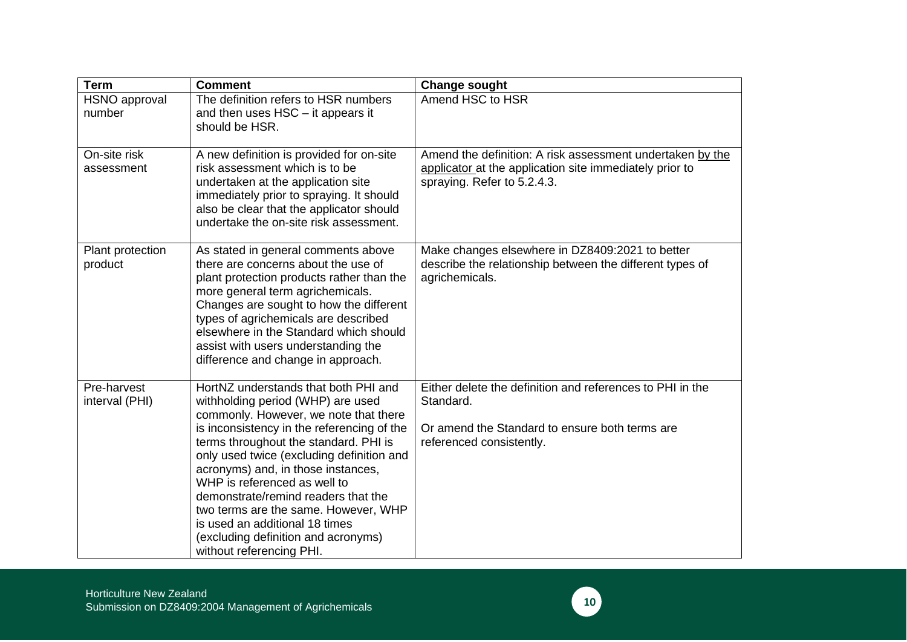| Term | Comment | Change sought |
|---|---|---|
| HSNO approval number | The definition refers to HSR numbers and then uses HSC – it appears it should be HSR. | Amend HSC to HSR |
| On-site risk assessment | A new definition is provided for on-site risk assessment which is to be undertaken at the application site immediately prior to spraying. It should also be clear that the applicator should undertake the on-site risk assessment. | Amend the definition: A risk assessment undertaken by the applicator at the application site immediately prior to spraying. Refer to 5.2.4.3. |
| Plant protection product | As stated in general comments above there are concerns about the use of plant protection products rather than the more general term agrichemicals. Changes are sought to how the different types of agrichemicals are described elsewhere in the Standard which should assist with users understanding the difference and change in approach. | Make changes elsewhere in DZ8409:2021 to better describe the relationship between the different types of agrichemicals. |
| Pre-harvest interval (PHI) | HortNZ understands that both PHI and withholding period (WHP) are used commonly. However, we note that there is inconsistency in the referencing of the terms throughout the standard. PHI is only used twice (excluding definition and acronyms) and, in those instances, WHP is referenced as well to demonstrate/remind readers that the two terms are the same. However, WHP is used an additional 18 times (excluding definition and acronyms) without referencing PHI. | Either delete the definition and references to PHI in the Standard.<br><br>Or amend the Standard to ensure both terms are referenced consistently. |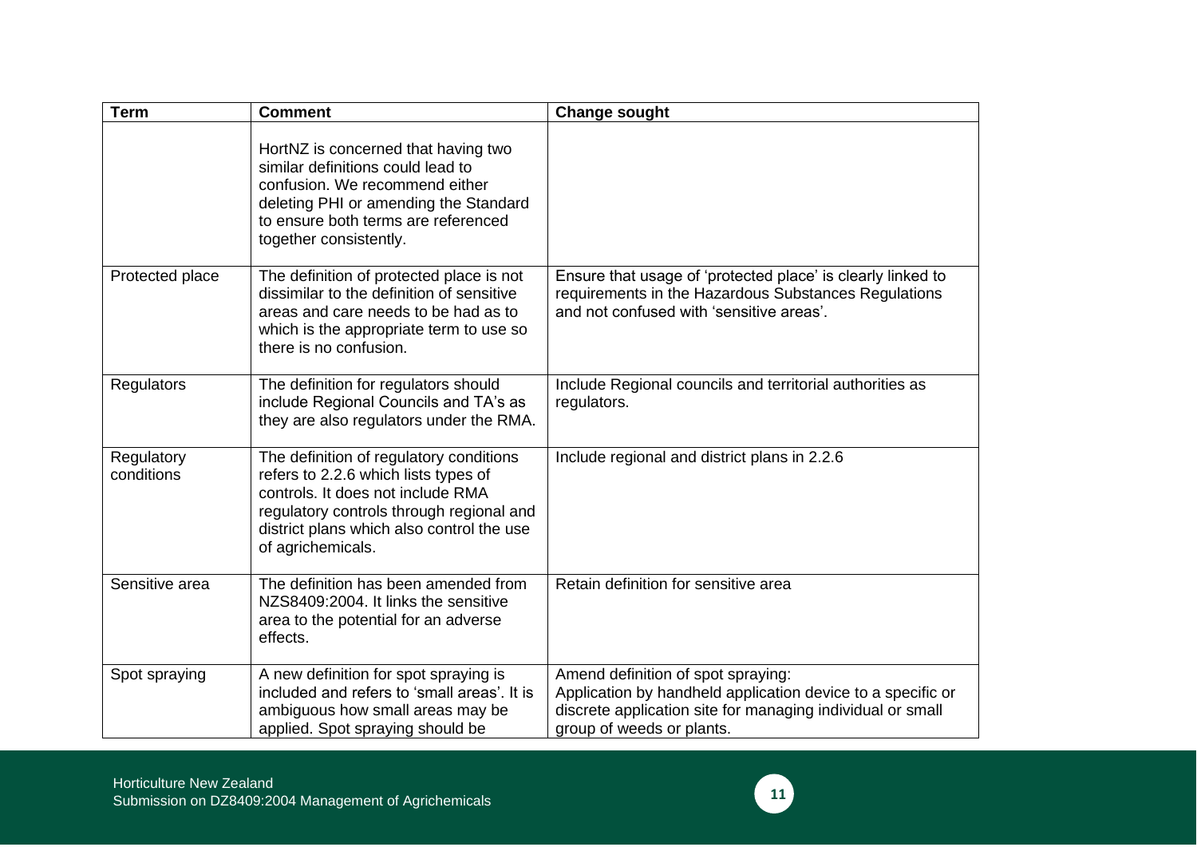| Term | Comment | Change sought |
|---|---|---|
| | HortNZ is concerned that having two similar definitions could lead to confusion. We recommend either deleting PHI or amending the Standard to ensure both terms are referenced together consistently. | |
| Protected place | The definition of protected place is not dissimilar to the definition of sensitive areas and care needs to be had as to which is the appropriate term to use so there is no confusion. | Ensure that usage of 'protected place' is clearly linked to requirements in the Hazardous Substances Regulations and not confused with 'sensitive areas'. |
| Regulators | The definition for regulators should include Regional Councils and TA's as they are also regulators under the RMA. | Include Regional councils and territorial authorities as regulators. |
| Regulatory conditions | The definition of regulatory conditions refers to 2.2.6 which lists types of controls. It does not include RMA regulatory controls through regional and district plans which also control the use of agrichemicals. | Include regional and district plans in 2.2.6 |
| Sensitive area | The definition has been amended from NZS8409:2004. It links the sensitive area to the potential for an adverse effects. | Retain definition for sensitive area |
| Spot spraying | A new definition for spot spraying is included and refers to 'small areas'. It is ambiguous how small areas may be applied. Spot spraying should be | Amend definition of spot spraying:<br>Application by handheld application device to a specific or discrete application site for managing individual or small group of weeds or plants. |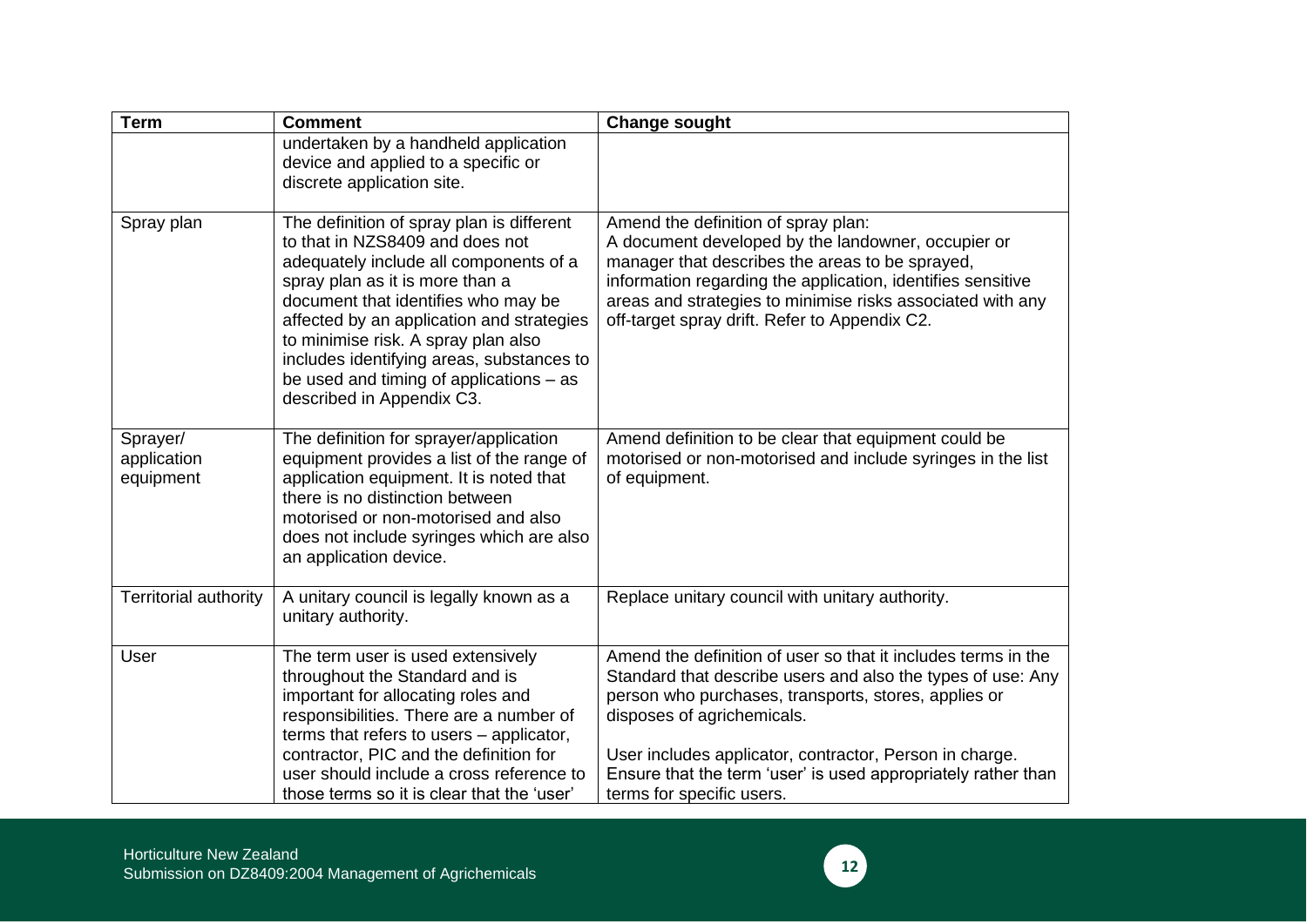| Term | Comment | Change sought |
| --- | --- | --- |
| | undertaken by a handheld application device and applied to a specific or discrete application site. | |
| Spray plan | The definition of spray plan is different to that in NZS8409 and does not adequately include all components of a spray plan as it is more than a document that identifies who may be affected by an application and strategies to minimise risk. A spray plan also includes identifying areas, substances to be used and timing of applications – as described in Appendix C3. | Amend the definition of spray plan:<br>A document developed by the landowner, occupier or manager that describes the areas to be sprayed, information regarding the application, identifies sensitive areas and strategies to minimise risks associated with any off-target spray drift. Refer to Appendix C2. |
| Sprayer/ application equipment | The definition for sprayer/application equipment provides a list of the range of application equipment. It is noted that there is no distinction between motorised or non-motorised and also does not include syringes which are also an application device. | Amend definition to be clear that equipment could be motorised or non-motorised and include syringes in the list of equipment. |
| Territorial authority | A unitary council is legally known as a unitary authority. | Replace unitary council with unitary authority. |
| User | The term user is used extensively throughout the Standard and is important for allocating roles and responsibilities. There are a number of terms that refers to users – applicator, contractor, PIC and the definition for user should include a cross reference to those terms so it is clear that the 'user' | Amend the definition of user so that it includes terms in the Standard that describe users and also the types of use: Any person who purchases, transports, stores, applies or disposes of agrichemicals.<br><br>User includes applicator, contractor, Person in charge. Ensure that the term 'user' is used appropriately rather than terms for specific users. |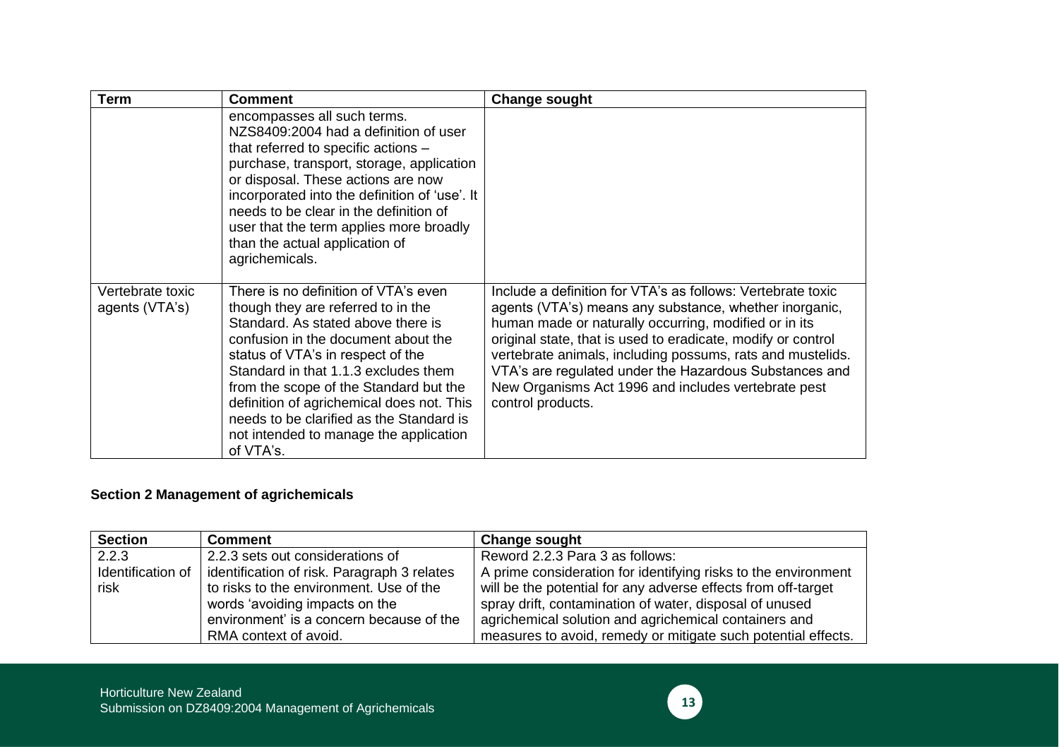| Term | Comment | Change sought |
|---|---|---|
| | encompasses all such terms. NZS8409:2004 had a definition of user that referred to specific actions – purchase, transport, storage, application or disposal. These actions are now incorporated into the definition of 'use'. It needs to be clear in the definition of user that the term applies more broadly than the actual application of agrichemicals. | |
| Vertebrate toxic agents (VTA's) | There is no definition of VTA's even though they are referred to in the Standard. As stated above there is confusion in the document about the status of VTA's in respect of the Standard in that 1.1.3 excludes them from the scope of the Standard but the definition of agrichemical does not. This needs to be clarified as the Standard is not intended to manage the application of VTA's. | Include a definition for VTA's as follows: Vertebrate toxic agents (VTA's) means any substance, whether inorganic, human made or naturally occurring, modified or in its original state, that is used to eradicate, modify or control vertebrate animals, including possums, rats and mustelids. VTA's are regulated under the Hazardous Substances and New Organisms Act 1996 and includes vertebrate pest control products. |

**Section 2 Management of agrichemicals**

| Section | Comment | Change sought |
|---|---|---|
| 2.2.3 Identification of risk | 2.2.3 sets out considerations of identification of risk. Paragraph 3 relates to risks to the environment. Use of the words 'avoiding impacts on the environment' is a concern because of the RMA context of avoid. | Reword 2.2.3 Para 3 as follows: A prime consideration for identifying risks to the environment will be the potential for any adverse effects from off-target spray drift, contamination of water, disposal of unused agrichemical solution and agrichemical containers and measures to avoid, remedy or mitigate such potential effects. |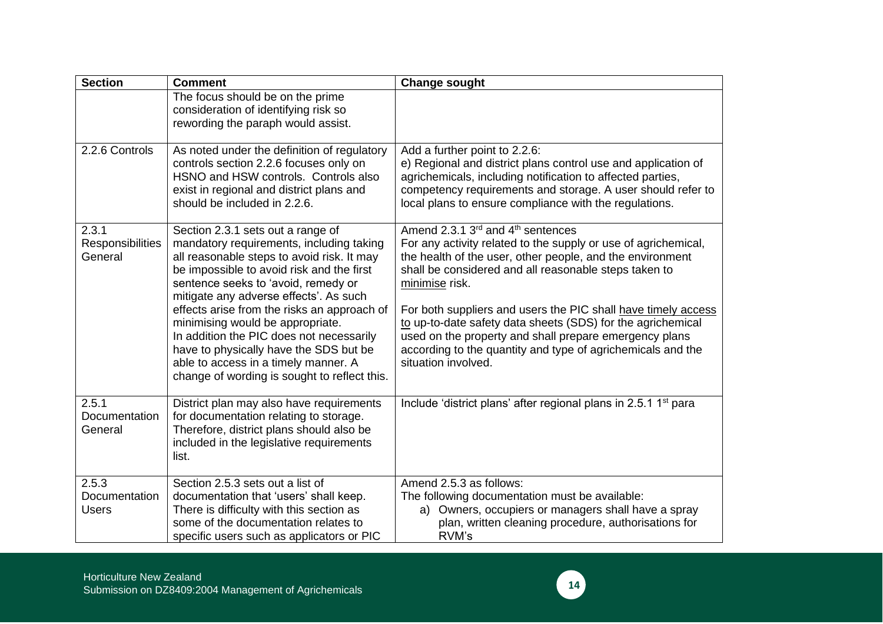| Section | Comment | Change sought |
|---|---|---|
| | The focus should be on the prime consideration of identifying risk so rewording the paraph would assist. | |
| 2.2.6 Controls | As noted under the definition of regulatory controls section 2.2.6 focuses only on HSNO and HSW controls. Controls also exist in regional and district plans and should be included in 2.2.6. | Add a further point to 2.2.6:<br>e) Regional and district plans control use and application of agrichemicals, including notification to affected parties, competency requirements and storage. A user should refer to local plans to ensure compliance with the regulations. |
| 2.3.1 Responsibilities General | Section 2.3.1 sets out a range of mandatory requirements, including taking all reasonable steps to avoid risk. It may be impossible to avoid risk and the first sentence seeks to 'avoid, remedy or mitigate any adverse effects'. As such effects arise from the risks an approach of minimising would be appropriate.<br>In addition the PIC does not necessarily have to physically have the SDS but be able to access in a timely manner. A change of wording is sought to reflect this. | Amend 2.3.1 3rd and 4th sentences<br>For any activity related to the supply or use of agrichemical, the health of the user, other people, and the environment shall be considered and all reasonable steps taken to <u>minimise</u> risk.<br><br>For both suppliers and users the PIC shall <u>have timely access to</u> up-to-date safety data sheets (SDS) for the agrichemical used on the property and shall prepare emergency plans according to the quantity and type of agrichemicals and the situation involved. |
| 2.5.1 Documentation General | District plan may also have requirements for documentation relating to storage. Therefore, district plans should also be included in the legislative requirements list. | Include 'district plans' after regional plans in 2.5.1 1st para |
| 2.5.3 Documentation Users | Section 2.5.3 sets out a list of documentation that 'users' shall keep. There is difficulty with this section as some of the documentation relates to specific users such as applicators or PIC | Amend 2.5.3 as follows:<br>The following documentation must be available:<br>a) Owners, occupiers or managers shall have a spray plan, written cleaning procedure, authorisations for RVM's |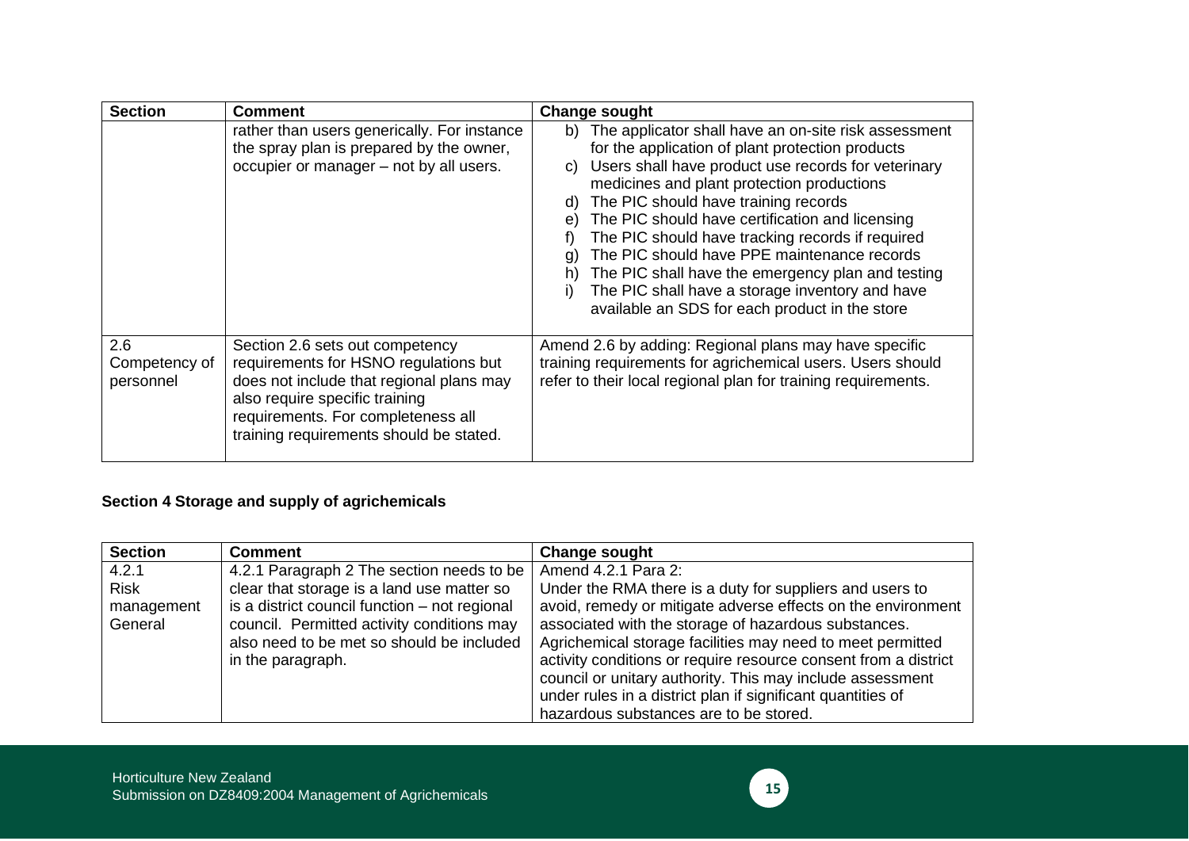| Section | Comment | Change sought |
|---|---|---|
| | rather than users generically. For instance the spray plan is prepared by the owner, occupier or manager – not by all users. | b) The applicator shall have an on-site risk assessment for the application of plant protection products<br>c) Users shall have product use records for veterinary medicines and plant protection productions<br>d) The PIC should have training records<br>e) The PIC should have certification and licensing<br>f) The PIC should have tracking records if required<br>g) The PIC should have PPE maintenance records<br>h) The PIC shall have the emergency plan and testing<br>i) The PIC shall have a storage inventory and have available an SDS for each product in the store |
| 2.6 Competency of personnel | Section 2.6 sets out competency requirements for HSNO regulations but does not include that regional plans may also require specific training requirements. For completeness all training requirements should be stated. | Amend 2.6 by adding: Regional plans may have specific training requirements for agrichemical users. Users should refer to their local regional plan for training requirements. |

**Section 4 Storage and supply of agrichemicals**

| Section | Comment | Change sought |
|---|---|---|
| 4.2.1 Risk management General | 4.2.1 Paragraph 2 The section needs to be clear that storage is a land use matter so is a district council function – not regional council. Permitted activity conditions may also need to be met so should be included in the paragraph. | Amend 4.2.1 Para 2:<br>Under the RMA there is a duty for suppliers and users to avoid, remedy or mitigate adverse effects on the environment associated with the storage of hazardous substances. Agrichemical storage facilities may need to meet permitted activity conditions or require resource consent from a district council or unitary authority. This may include assessment under rules in a district plan if significant quantities of hazardous substances are to be stored. |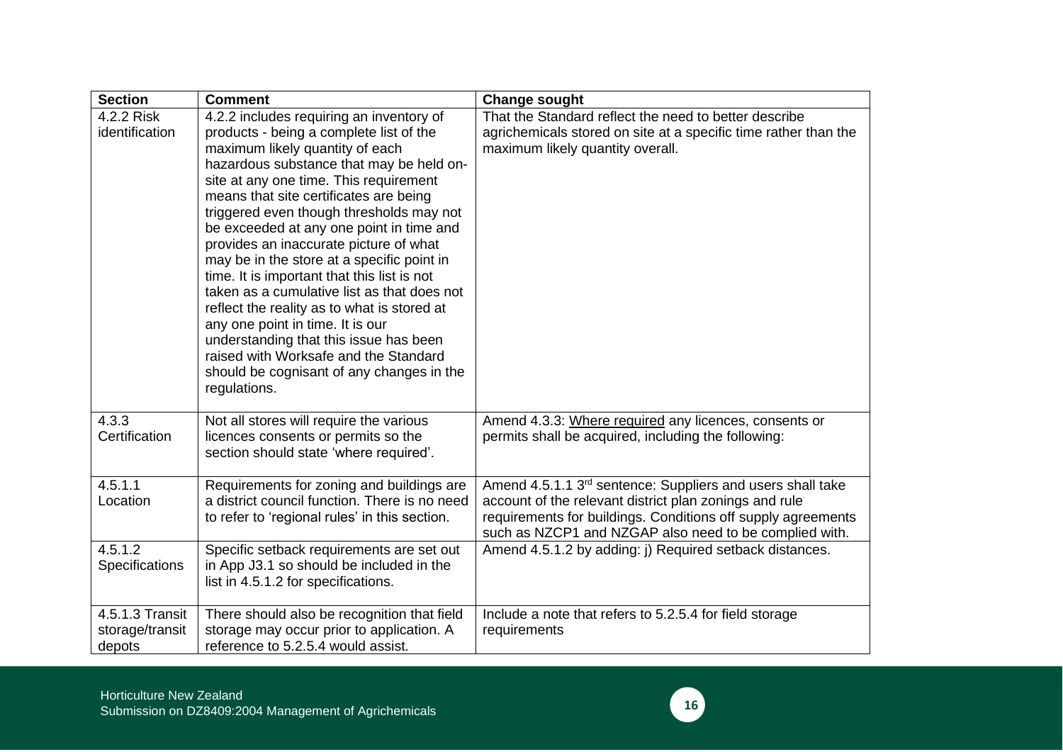| Section | Comment | Change sought |
|---|---|---|
| 4.2.2 Risk identification | 4.2.2 includes requiring an inventory of products - being a complete list of the maximum likely quantity of each hazardous substance that may be held on-site at any one time. This requirement means that site certificates are being triggered even though thresholds may not be exceeded at any one point in time and provides an inaccurate picture of what may be in the store at a specific point in time. It is important that this list is not taken as a cumulative list as that does not reflect the reality as to what is stored at any one point in time. It is our understanding that this issue has been raised with Worksafe and the Standard should be cognisant of any changes in the regulations. | That the Standard reflect the need to better describe agrichemicals stored on site at a specific time rather than the maximum likely quantity overall. |
| 4.3.3 Certification | Not all stores will require the various licences consents or permits so the section should state 'where required'. | Amend 4.3.3: <u>Where required</u> any licences, consents or permits shall be acquired, including the following: |
| 4.5.1.1 Location | Requirements for zoning and buildings are a district council function. There is no need to refer to 'regional rules' in this section. | Amend 4.5.1.1 3rd sentence: Suppliers and users shall take account of the relevant district plan zonings and rule requirements for buildings. Conditions off supply agreements such as NZCP1 and NZGAP also need to be complied with. |
| 4.5.1.2 Specifications | Specific setback requirements are set out in App J3.1 so should be included in the list in 4.5.1.2 for specifications. | Amend 4.5.1.2 by adding: j) Required setback distances. |
| 4.5.1.3 Transit storage/transit depots | There should also be recognition that field storage may occur prior to application. A reference to 5.2.5.4 would assist. | Include a note that refers to 5.2.5.4 for field storage requirements |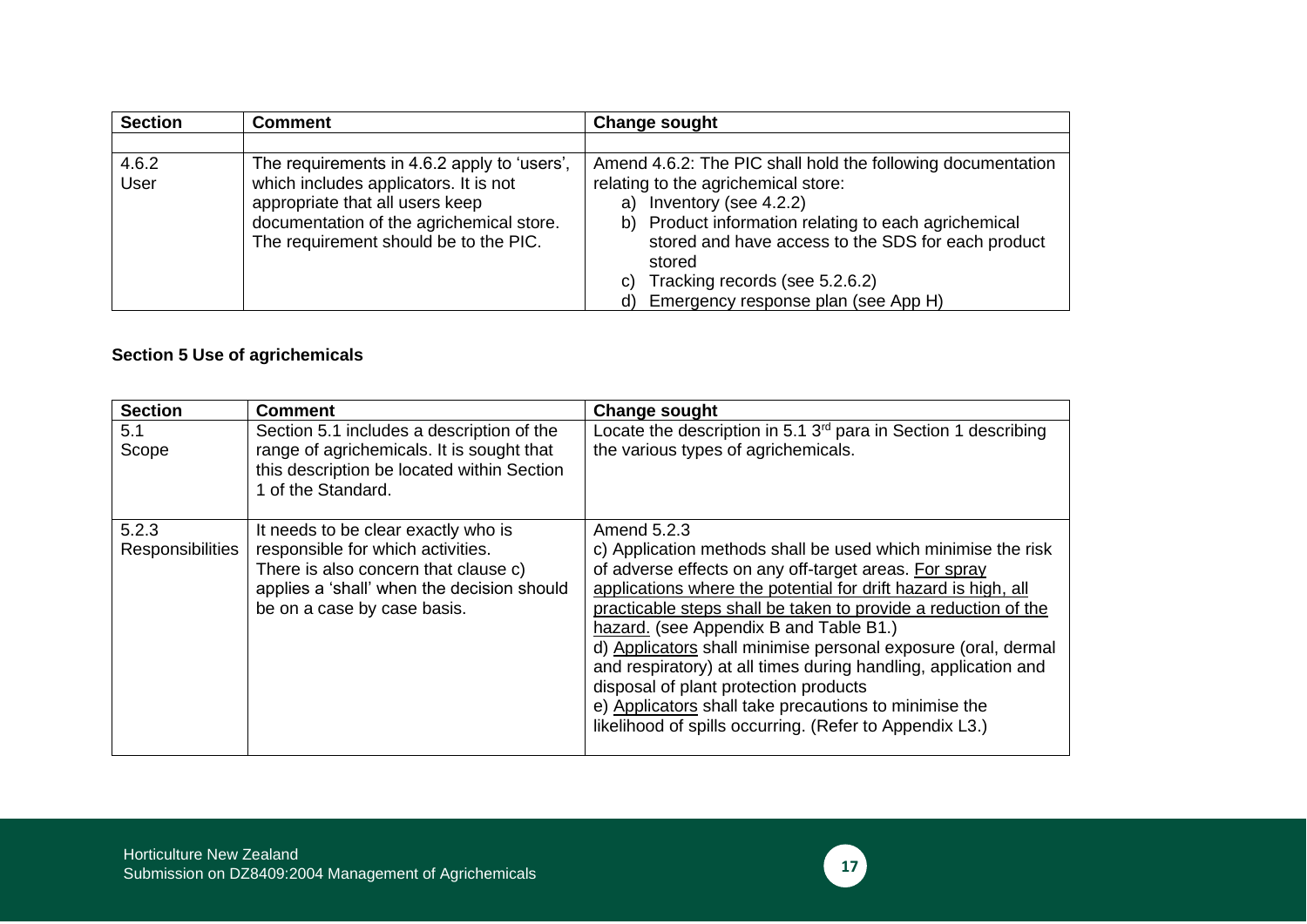| Section | Comment | Change sought |
|---|---|---|
| | | |
| 4.6.2 User | The requirements in 4.6.2 apply to 'users', which includes applicators. It is not appropriate that all users keep documentation of the agrichemical store. The requirement should be to the PIC. | Amend 4.6.2: The PIC shall hold the following documentation relating to the agrichemical store:<br>a) Inventory (see 4.2.2)<br>b) Product information relating to each agrichemical stored and have access to the SDS for each product stored<br>c) Tracking records (see 5.2.6.2)<br>d) Emergency response plan (see App H) |

**Section 5 Use of agrichemicals**

| Section | Comment | Change sought |
|---|---|---|
| 5.1 Scope | Section 5.1 includes a description of the range of agrichemicals. It is sought that this description be located within Section 1 of the Standard. | Locate the description in 5.1 3rd para in Section 1 describing the various types of agrichemicals. |
| 5.2.3 Responsibilities | It needs to be clear exactly who is responsible for which activities. There is also concern that clause c) applies a 'shall' when the decision should be on a case by case basis. | Amend 5.2.3<br>c) Application methods shall be used which minimise the risk of adverse effects on any off-target areas. <u>For spray applications where the potential for drift hazard is high, all practicable steps shall be taken to provide a reduction of the hazard.</u> (see Appendix B and Table B1.)<br>d) <u>Applicators</u> shall minimise personal exposure (oral, dermal and respiratory) at all times during handling, application and disposal of plant protection products<br>e) <u>Applicators</u> shall take precautions to minimise the likelihood of spills occurring. (Refer to Appendix L3.) |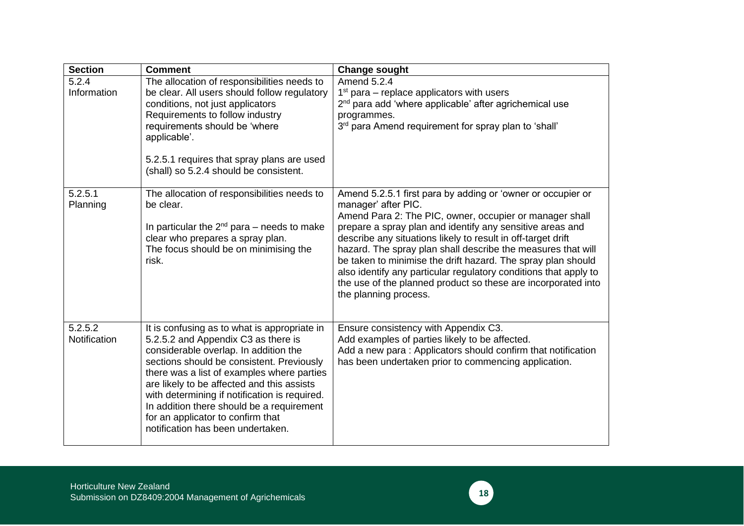| Section | Comment | Change sought |
| --- | --- | --- |
| 5.2.4 Information | The allocation of responsibilities needs to be clear. All users should follow regulatory conditions, not just applicators Requirements to follow industry requirements should be 'where applicable'.<br><br>5.2.5.1 requires that spray plans are used (shall) so 5.2.4 should be consistent. | Amend 5.2.4<br>1st para – replace applicators with users<br>2nd para add 'where applicable' after agrichemical use programmes.<br>3rd para Amend requirement for spray plan to 'shall' |
| 5.2.5.1 Planning | The allocation of responsibilities needs to be clear.<br><br>In particular the 2nd para – needs to make clear who prepares a spray plan.<br>The focus should be on minimising the risk. | Amend 5.2.5.1 first para by adding or 'owner or occupier or manager' after PIC.<br>Amend Para 2: The PIC, owner, occupier or manager shall prepare a spray plan and identify any sensitive areas and describe any situations likely to result in off-target drift hazard. The spray plan shall describe the measures that will be taken to minimise the drift hazard. The spray plan should also identify any particular regulatory conditions that apply to the use of the planned product so these are incorporated into the planning process. |
| 5.2.5.2 Notification | It is confusing as to what is appropriate in 5.2.5.2 and Appendix C3 as there is considerable overlap. In addition the sections should be consistent. Previously there was a list of examples where parties are likely to be affected and this assists with determining if notification is required. In addition there should be a requirement for an applicator to confirm that notification has been undertaken. | Ensure consistency with Appendix C3.<br>Add examples of parties likely to be affected.<br>Add a new para : Applicators should confirm that notification has been undertaken prior to commencing application. |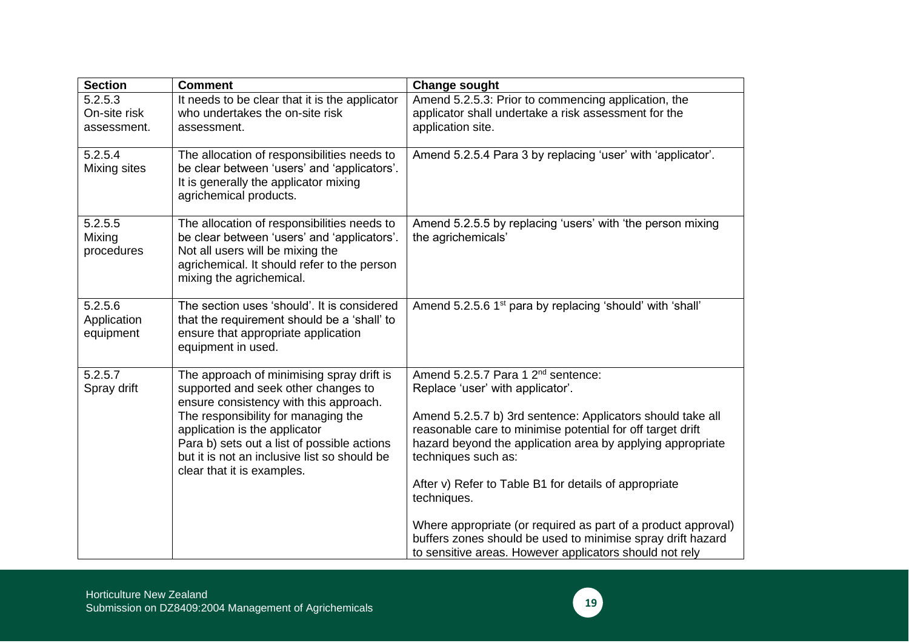| Section | Comment | Change sought |
| --- | --- | --- |
| 5.2.5.3 On-site risk assessment. | It needs to be clear that it is the applicator who undertakes the on-site risk assessment. | Amend 5.2.5.3: Prior to commencing application, the applicator shall undertake a risk assessment for the application site. |
| 5.2.5.4 Mixing sites | The allocation of responsibilities needs to be clear between 'users' and 'applicators'. It is generally the applicator mixing agrichemical products. | Amend 5.2.5.4 Para 3 by replacing 'user' with 'applicator'. |
| 5.2.5.5 Mixing procedures | The allocation of responsibilities needs to be clear between 'users' and 'applicators'. Not all users will be mixing the agrichemical. It should refer to the person mixing the agrichemical. | Amend 5.2.5.5 by replacing 'users' with 'the person mixing the agrichemicals' |
| 5.2.5.6 Application equipment | The section uses 'should'. It is considered that the requirement should be a 'shall' to ensure that appropriate application equipment in used. | Amend 5.2.5.6 1st para by replacing 'should' with 'shall' |
| 5.2.5.7 Spray drift | The approach of minimising spray drift is supported and seek other changes to ensure consistency with this approach. The responsibility for managing the application is the applicator Para b) sets out a list of possible actions but it is not an inclusive list so should be clear that it is examples. | Amend 5.2.5.7 Para 1 2nd sentence: Replace 'user' with applicator'. <br><br> Amend 5.2.5.7 b) 3rd sentence: Applicators should take all reasonable care to minimise potential for off target drift hazard beyond the application area by applying appropriate techniques such as: <br><br> After v) Refer to Table B1 for details of appropriate techniques. <br><br> Where appropriate (or required as part of a product approval) buffers zones should be used to minimise spray drift hazard to sensitive areas. However applicators should not rely |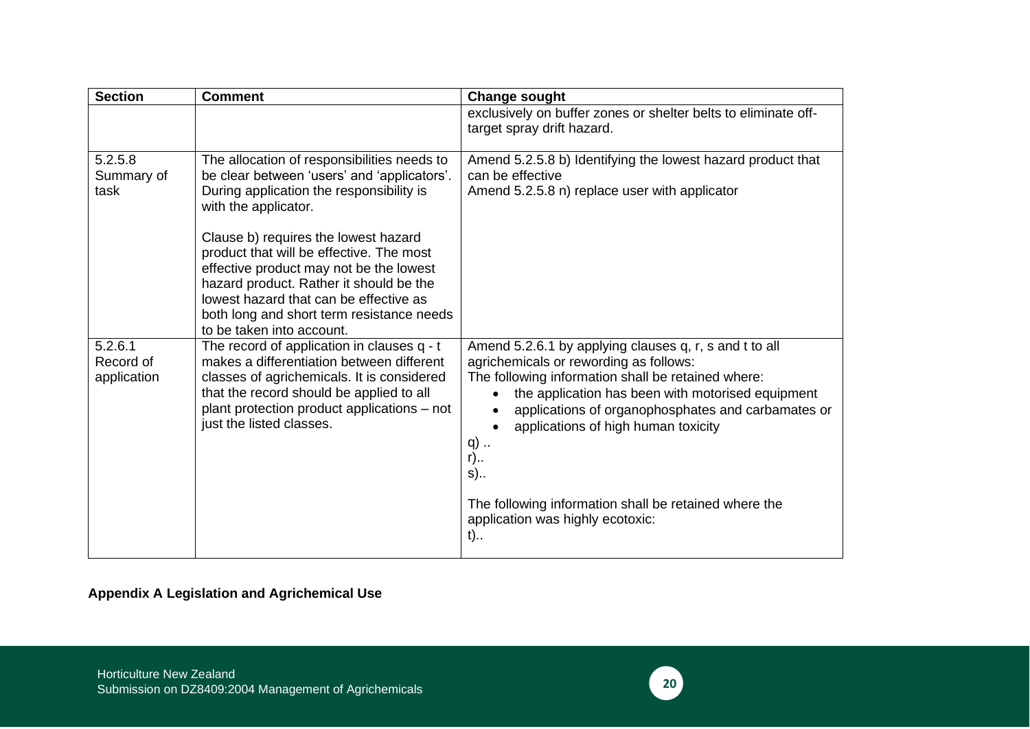| Section | Comment | Change sought |
|---|---|---|
| | | exclusively on buffer zones or shelter belts to eliminate off-target spray drift hazard. |
| 5.2.5.8 Summary of task | The allocation of responsibilities needs to be clear between 'users' and 'applicators'. During application the responsibility is with the applicator.<br><br>Clause b) requires the lowest hazard product that will be effective. The most effective product may not be the lowest hazard product. Rather it should be the lowest hazard that can be effective as both long and short term resistance needs to be taken into account. | Amend 5.2.5.8 b) Identifying the lowest hazard product that can be effective<br>Amend 5.2.5.8 n) replace user with applicator |
| 5.2.6.1 Record of application | The record of application in clauses q - t makes a differentiation between different classes of agrichemicals. It is considered that the record should be applied to all plant protection product applications – not just the listed classes. | Amend 5.2.6.1 by applying clauses q, r, s and t to all agrichemicals or rewording as follows:<br>The following information shall be retained where:<br>• the application has been with motorised equipment<br>• applications of organophosphates and carbamates or<br>• applications of high human toxicity<br>q) ..<br>r)..<br>s)..<br><br>The following information shall be retained where the application was highly ecotoxic:<br>t).. |

**Appendix A Legislation and Agrichemical Use**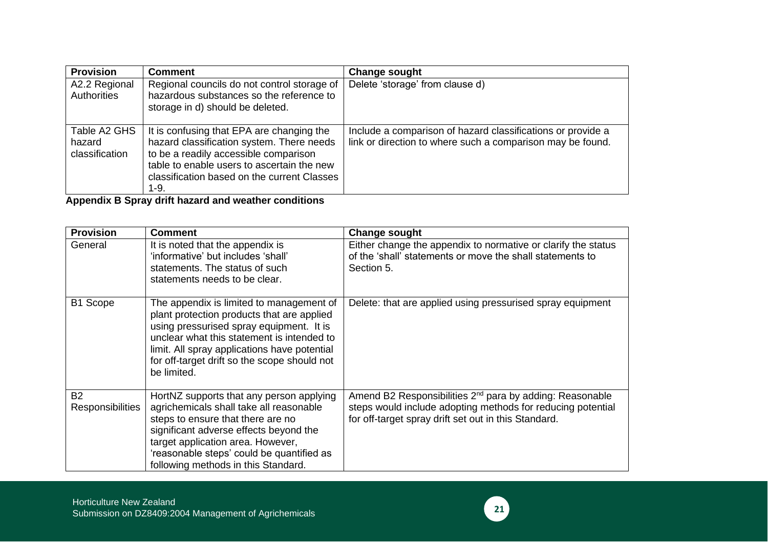| Provision | Comment | Change sought |
|---|---|---|
| A2.2 Regional Authorities | Regional councils do not control storage of hazardous substances so the reference to storage in d) should be deleted. | Delete 'storage' from clause d) |
| Table A2 GHS hazard classification | It is confusing that EPA are changing the hazard classification system. There needs to be a readily accessible comparison table to enable users to ascertain the new classification based on the current Classes 1-9. | Include a comparison of hazard classifications or provide a link or direction to where such a comparison may be found. |

**Appendix B Spray drift hazard and weather conditions**

| Provision | Comment | Change sought |
|---|---|---|
| General | It is noted that the appendix is 'informative' but includes 'shall' statements. The status of such statements needs to be clear. | Either change the appendix to normative or clarify the status of the 'shall' statements or move the shall statements to Section 5. |
| B1 Scope | The appendix is limited to management of plant protection products that are applied using pressurised spray equipment. It is unclear what this statement is intended to limit. All spray applications have potential for off-target drift so the scope should not be limited. | Delete: that are applied using pressurised spray equipment |
| B2 Responsibilities | HortNZ supports that any person applying agrichemicals shall take all reasonable steps to ensure that there are no significant adverse effects beyond the target application area. However, 'reasonable steps' could be quantified as following methods in this Standard. | Amend B2 Responsibilities 2nd para by adding: Reasonable steps would include adopting methods for reducing potential for off-target spray drift set out in this Standard. |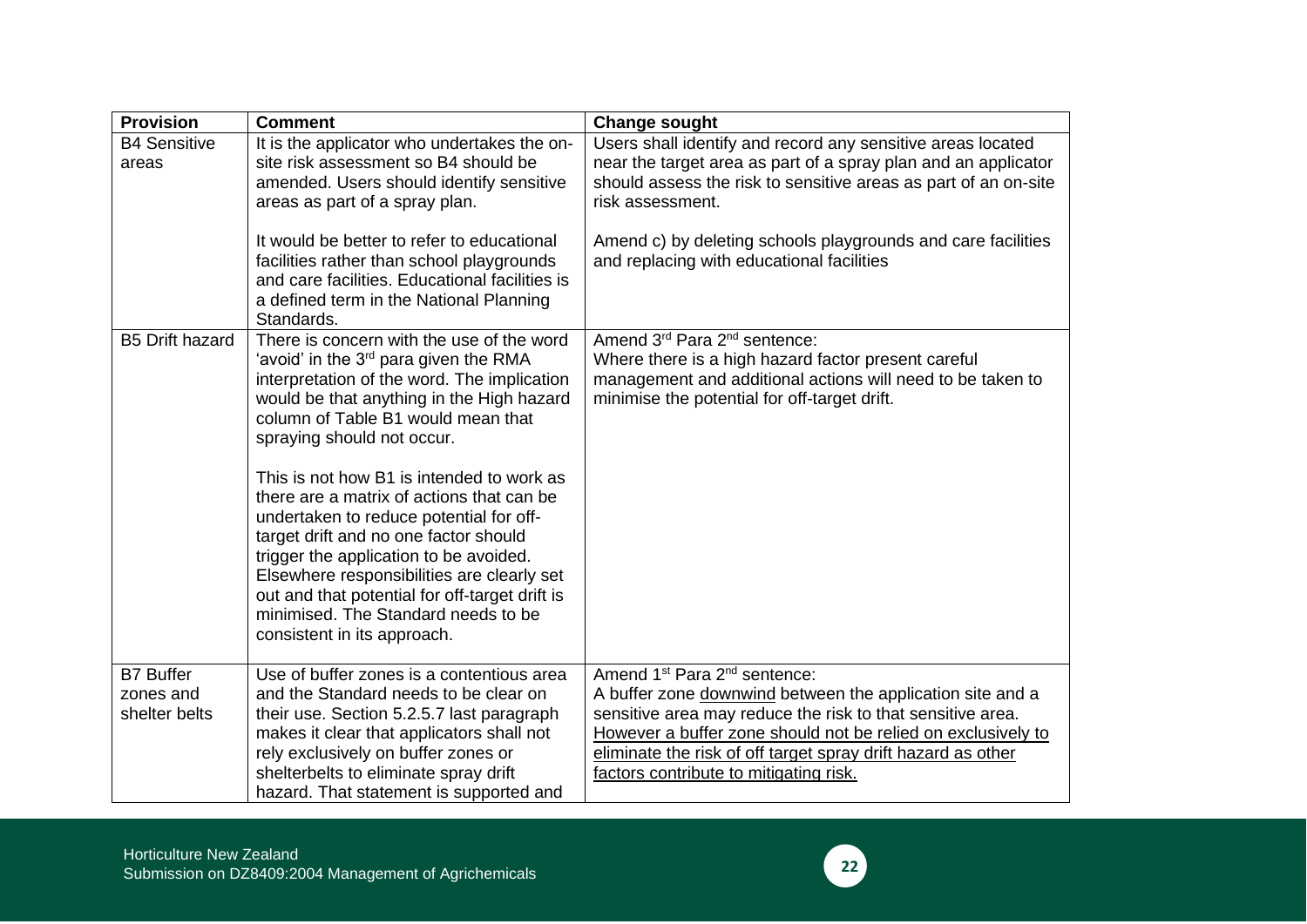| Provision | Comment | Change sought |
|---|---|---|
| B4 Sensitive areas | It is the applicator who undertakes the on-site risk assessment so B4 should be amended. Users should identify sensitive areas as part of a spray plan.<br><br>It would be better to refer to educational facilities rather than school playgrounds and care facilities. Educational facilities is a defined term in the National Planning Standards. | Users shall identify and record any sensitive areas located near the target area as part of a spray plan and an applicator should assess the risk to sensitive areas as part of an on-site risk assessment.<br><br>Amend c) by deleting schools playgrounds and care facilities and replacing with educational facilities |
| B5 Drift hazard | There is concern with the use of the word 'avoid' in the 3rd para given the RMA interpretation of the word. The implication would be that anything in the High hazard column of Table B1 would mean that spraying should not occur.<br><br>This is not how B1 is intended to work as there are a matrix of actions that can be undertaken to reduce potential for off-target drift and no one factor should trigger the application to be avoided. Elsewhere responsibilities are clearly set out and that potential for off-target drift is minimised. The Standard needs to be consistent in its approach. | Amend 3rd Para 2nd sentence:<br>Where there is a high hazard factor present careful management and additional actions will need to be taken to minimise the potential for off-target drift. |
| B7 Buffer zones and shelter belts | Use of buffer zones is a contentious area and the Standard needs to be clear on their use. Section 5.2.5.7 last paragraph makes it clear that applicators shall not rely exclusively on buffer zones or shelterbelts to eliminate spray drift hazard. That statement is supported and | Amend 1st Para 2nd sentence:<br>A buffer zone <u>downwind</u> between the application site and a sensitive area may reduce the risk to that sensitive area. <u>However a buffer zone should not be relied on exclusively to eliminate the risk of off target spray drift hazard as other factors contribute to mitigating risk.</u> |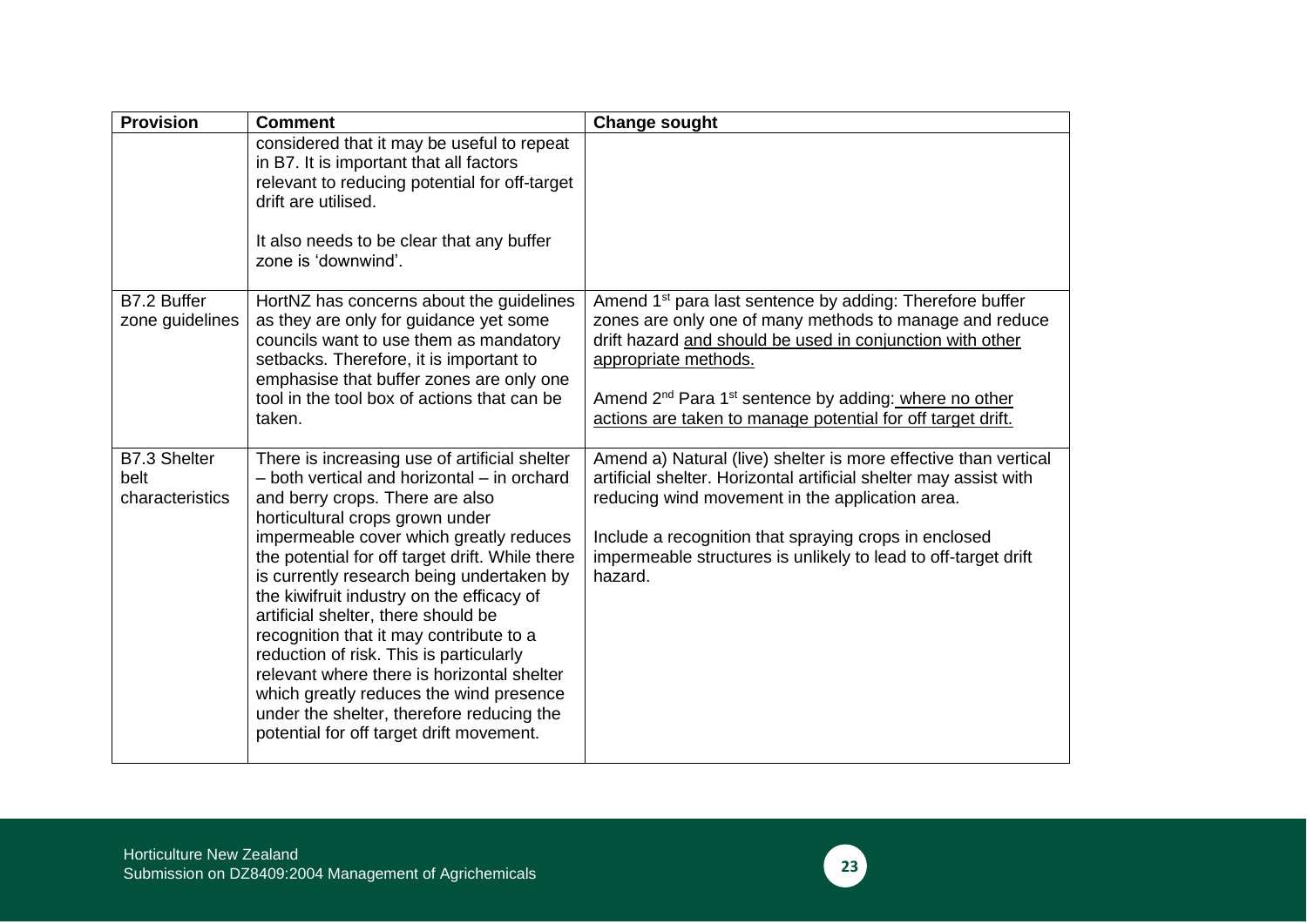| Provision | Comment | Change sought |
|---|---|---|
| | considered that it may be useful to repeat in B7. It is important that all factors relevant to reducing potential for off-target drift are utilised.<br><br>It also needs to be clear that any buffer zone is 'downwind'. | |
| B7.2 Buffer zone guidelines | HortNZ has concerns about the guidelines as they are only for guidance yet some councils want to use them as mandatory setbacks. Therefore, it is important to emphasise that buffer zones are only one tool in the tool box of actions that can be taken. | Amend 1st para last sentence by adding: Therefore buffer zones are only one of many methods to manage and reduce drift hazard <u>and should be used in conjunction with other appropriate methods.</u><br><br>Amend 2nd Para 1st sentence by adding<u>: where no other actions are taken to manage potential for off target drift.</u> |
| B7.3 Shelter belt characteristics | There is increasing use of artificial shelter – both vertical and horizontal – in orchard and berry crops. There are also horticultural crops grown under impermeable cover which greatly reduces the potential for off target drift. While there is currently research being undertaken by the kiwifruit industry on the efficacy of artificial shelter, there should be recognition that it may contribute to a reduction of risk. This is particularly relevant where there is horizontal shelter which greatly reduces the wind presence under the shelter, therefore reducing the potential for off target drift movement. | Amend a) Natural (live) shelter is more effective than vertical artificial shelter. Horizontal artificial shelter may assist with reducing wind movement in the application area.<br><br>Include a recognition that spraying crops in enclosed impermeable structures is unlikely to lead to off-target drift hazard. |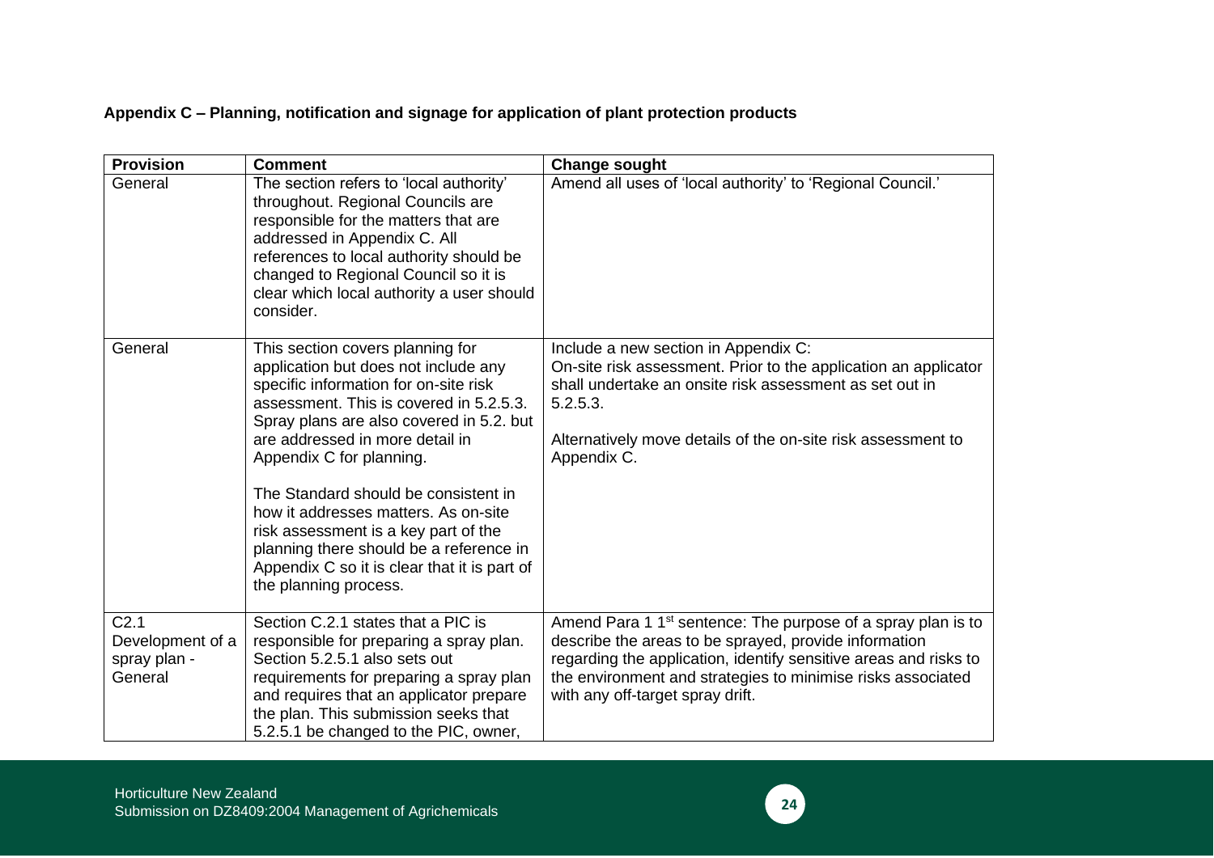**Appendix C – Planning, notification and signage for application of plant protection products**

| Provision | Comment | Change sought |
|---|---|---|
| General | The section refers to 'local authority' throughout. Regional Councils are responsible for the matters that are addressed in Appendix C. All references to local authority should be changed to Regional Council so it is clear which local authority a user should consider. | Amend all uses of 'local authority' to 'Regional Council.' |
| General | This section covers planning for application but does not include any specific information for on-site risk assessment. This is covered in 5.2.5.3. Spray plans are also covered in 5.2. but are addressed in more detail in Appendix C for planning.<br><br>The Standard should be consistent in how it addresses matters. As on-site risk assessment is a key part of the planning there should be a reference in Appendix C so it is clear that it is part of the planning process. | Include a new section in Appendix C:<br>On-site risk assessment. Prior to the application an applicator shall undertake an onsite risk assessment as set out in 5.2.5.3.<br><br>Alternatively move details of the on-site risk assessment to Appendix C. |
| C2.1 Development of a spray plan - General | Section C.2.1 states that a PIC is responsible for preparing a spray plan. Section 5.2.5.1 also sets out requirements for preparing a spray plan and requires that an applicator prepare the plan. This submission seeks that 5.2.5.1 be changed to the PIC, owner, | Amend Para 1 1st sentence: The purpose of a spray plan is to describe the areas to be sprayed, provide information regarding the application, identify sensitive areas and risks to the environment and strategies to minimise risks associated with any off-target spray drift. |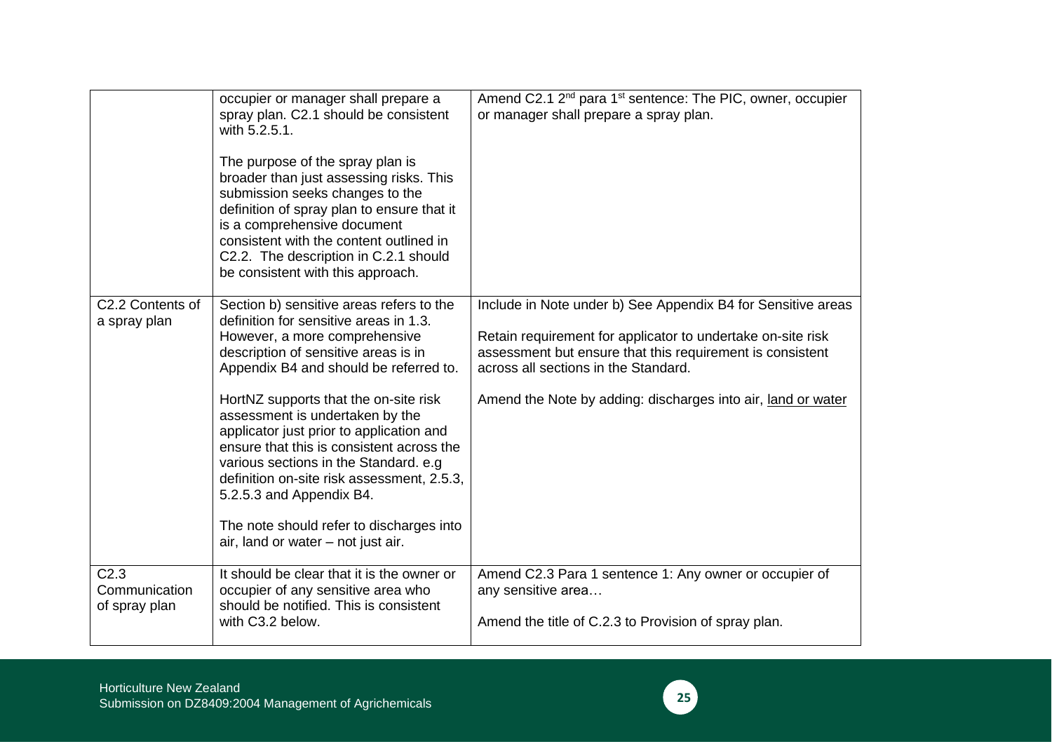|  |  |  |
|---|---|---|
|  | occupier or manager shall prepare a spray plan. C2.1 should be consistent with 5.2.5.1.<br><br>The purpose of the spray plan is broader than just assessing risks. This submission seeks changes to the definition of spray plan to ensure that it is a comprehensive document consistent with the content outlined in C2.2. The description in C.2.1 should be consistent with this approach. | Amend C2.1 2nd para 1st sentence: The PIC, owner, occupier or manager shall prepare a spray plan. |
| C2.2 Contents of a spray plan | Section b) sensitive areas refers to the definition for sensitive areas in 1.3. However, a more comprehensive description of sensitive areas is in Appendix B4 and should be referred to.<br><br>HortNZ supports that the on-site risk assessment is undertaken by the applicator just prior to application and ensure that this is consistent across the various sections in the Standard. e.g definition on-site risk assessment, 2.5.3, 5.2.5.3 and Appendix B4.<br><br>The note should refer to discharges into air, land or water – not just air. | Include in Note under b) See Appendix B4 for Sensitive areas<br><br>Retain requirement for applicator to undertake on-site risk assessment but ensure that this requirement is consistent across all sections in the Standard.<br><br>Amend the Note by adding: discharges into air, <u>land or water</u> |
| C2.3 Communication of spray plan | It should be clear that it is the owner or occupier of any sensitive area who should be notified. This is consistent with C3.2 below. | Amend C2.3 Para 1 sentence 1: Any owner or occupier of any sensitive area…<br><br>Amend the title of C.2.3 to Provision of spray plan. |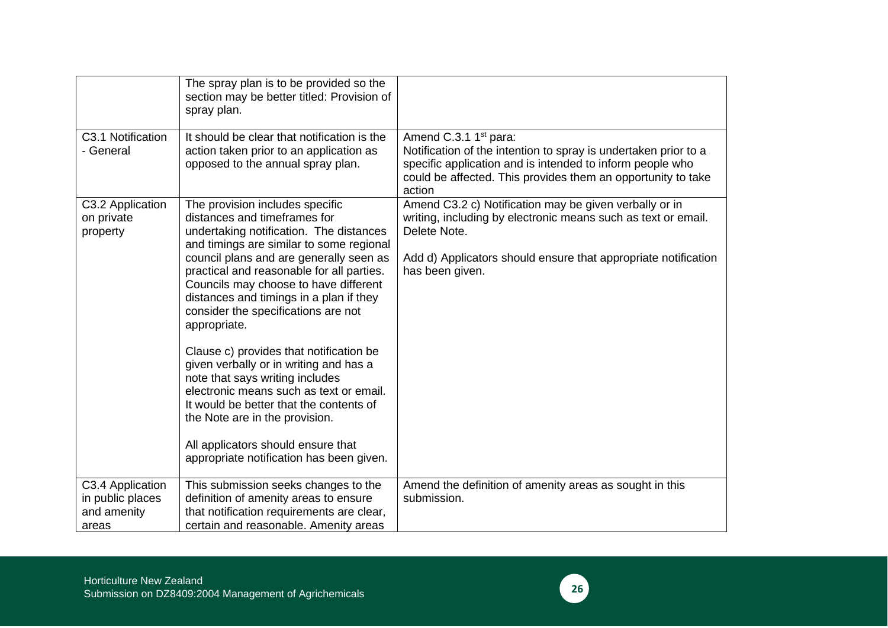| | | |
|---|---|---|
| | The spray plan is to be provided so the section may be better titled: Provision of spray plan. | |
| C3.1 Notification - General | It should be clear that notification is the action taken prior to an application as opposed to the annual spray plan. | Amend C.3.1 1st para:<br>Notification of the intention to spray is undertaken prior to a specific application and is intended to inform people who could be affected. This provides them an opportunity to take action |
| C3.2 Application on private property | The provision includes specific distances and timeframes for undertaking notification. The distances and timings are similar to some regional council plans and are generally seen as practical and reasonable for all parties. Councils may choose to have different distances and timings in a plan if they consider the specifications are not appropriate.<br><br>Clause c) provides that notification be given verbally or in writing and has a note that says writing includes electronic means such as text or email. It would be better that the contents of the Note are in the provision.<br><br>All applicators should ensure that appropriate notification has been given. | Amend C3.2 c) Notification may be given verbally or in writing, including by electronic means such as text or email. Delete Note.<br><br>Add d) Applicators should ensure that appropriate notification has been given. |
| C3.4 Application in public places and amenity areas | This submission seeks changes to the definition of amenity areas to ensure that notification requirements are clear, certain and reasonable. Amenity areas | Amend the definition of amenity areas as sought in this submission. |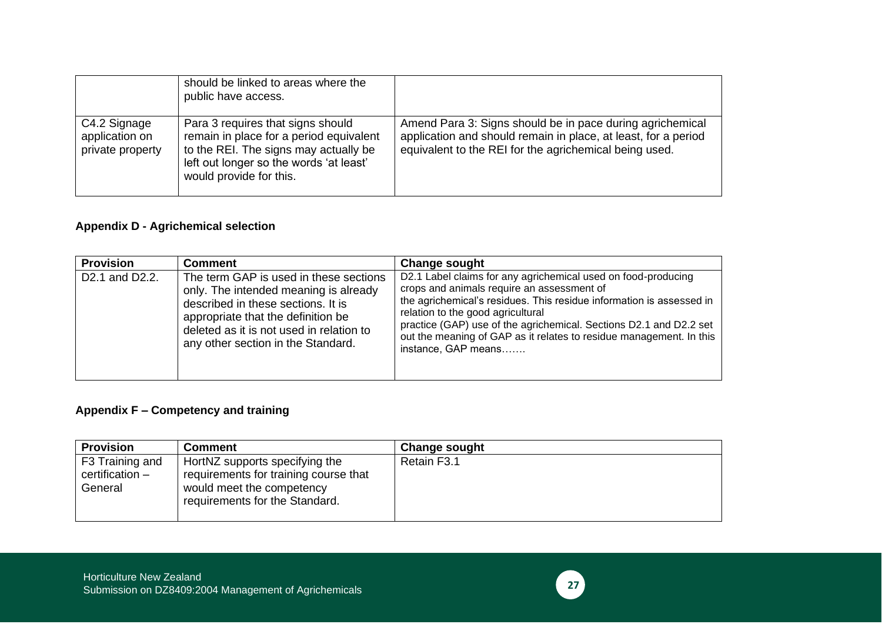|  | should be linked to areas where the public have access. |  |
|---|---|---|
| C4.2 Signage application on private property | Para 3 requires that signs should remain in place for a period equivalent to the REI. The signs may actually be left out longer so the words 'at least' would provide for this. | Amend Para 3: Signs should be in pace during agrichemical application and should remain in place, at least, for a period equivalent to the REI for the agrichemical being used. |

**Appendix D - Agrichemical selection**

| Provision | Comment | Change sought |
|---|---|---|
| D2.1 and D2.2. | The term GAP is used in these sections only. The intended meaning is already described in these sections. It is appropriate that the definition be deleted as it is not used in relation to any other section in the Standard. | D2.1 Label claims for any agrichemical used on food-producing crops and animals require an assessment of the agrichemical's residues. This residue information is assessed in relation to the good agricultural practice (GAP) use of the agrichemical. Sections D2.1 and D2.2 set out the meaning of GAP as it relates to residue management. In this instance, GAP means……. |

**Appendix F – Competency and training**

| Provision | Comment | Change sought |
|---|---|---|
| F3 Training and certification – General | HortNZ supports specifying the requirements for training course that would meet the competency requirements for the Standard. | Retain F3.1 |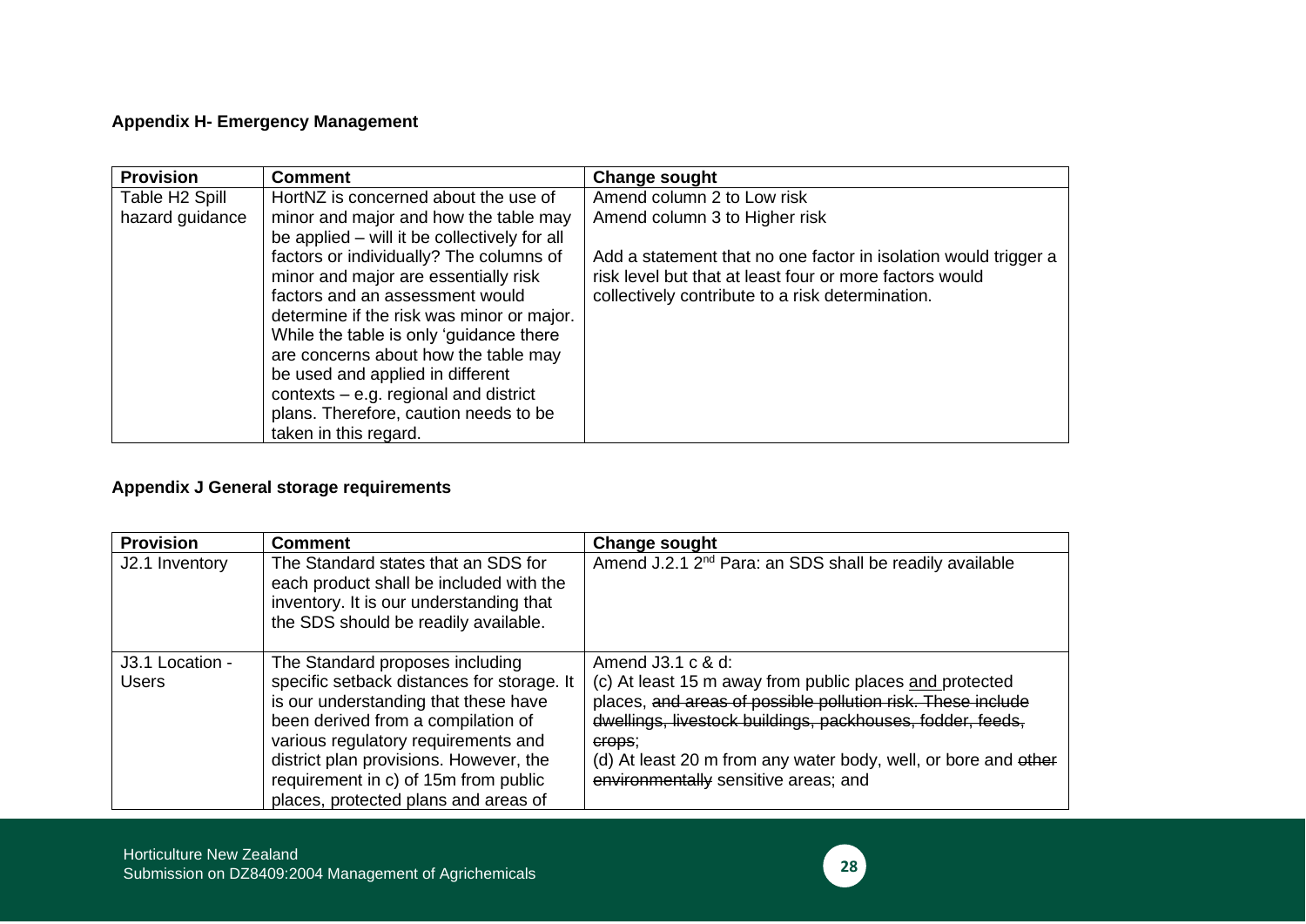**Appendix H- Emergency Management**

| Provision | Comment | Change sought |
|---|---|---|
| Table H2 Spill hazard guidance | HortNZ is concerned about the use of minor and major and how the table may be applied – will it be collectively for all factors or individually? The columns of minor and major are essentially risk factors and an assessment would determine if the risk was minor or major. While the table is only 'guidance there are concerns about how the table may be used and applied in different contexts – e.g. regional and district plans. Therefore, caution needs to be taken in this regard. | Amend column 2 to Low risk<br>Amend column 3 to Higher risk<br><br>Add a statement that no one factor in isolation would trigger a risk level but that at least four or more factors would collectively contribute to a risk determination. |

**Appendix J General storage requirements**

| Provision | Comment | Change sought |
|---|---|---|
| J2.1 Inventory | The Standard states that an SDS for each product shall be included with the inventory. It is our understanding that the SDS should be readily available. | Amend J.2.1 2nd Para: an SDS shall be readily available |
| J3.1 Location - Users | The Standard proposes including specific setback distances for storage. It is our understanding that these have been derived from a compilation of various regulatory requirements and district plan provisions. However, the requirement in c) of 15m from public places, protected plans and areas of | Amend J3.1 c & d:<br>(c) At least 15 m away from public places <u>and</u> protected places, ~~and areas of possible pollution risk. These include dwellings, livestock buildings, packhouses, fodder, feeds, crops~~;<br>(d) At least 20 m from any water body, well, or bore and ~~other environmentally~~ sensitive areas; and |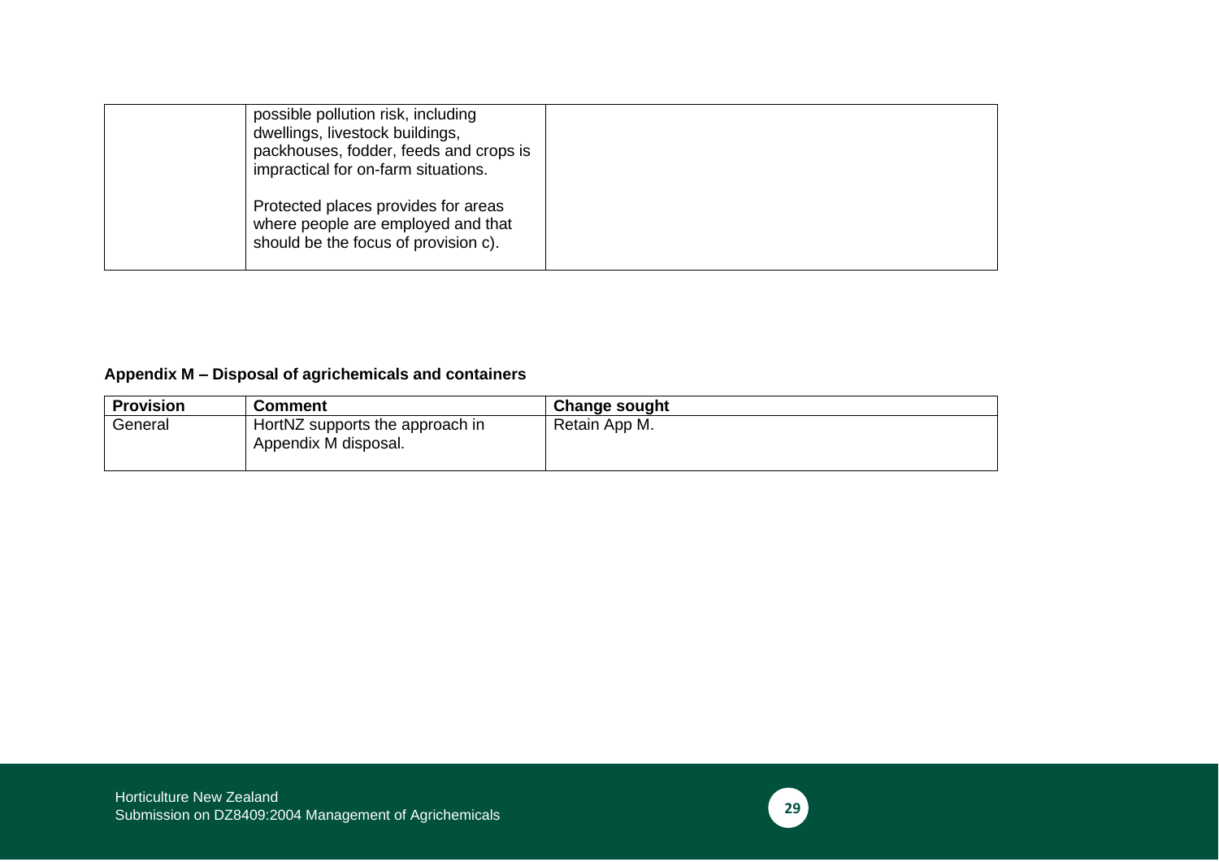| | | |
|---|---|---|
| | possible pollution risk, including dwellings, livestock buildings, packhouses, fodder, feeds and crops is impractical for on-farm situations.<br><br>Protected places provides for areas where people are employed and that should be the focus of provision c). | |

**Appendix M – Disposal of agrichemicals and containers**

| Provision | Comment | Change sought |
|---|---|---|
| General | HortNZ supports the approach in Appendix M disposal. | Retain App M. |